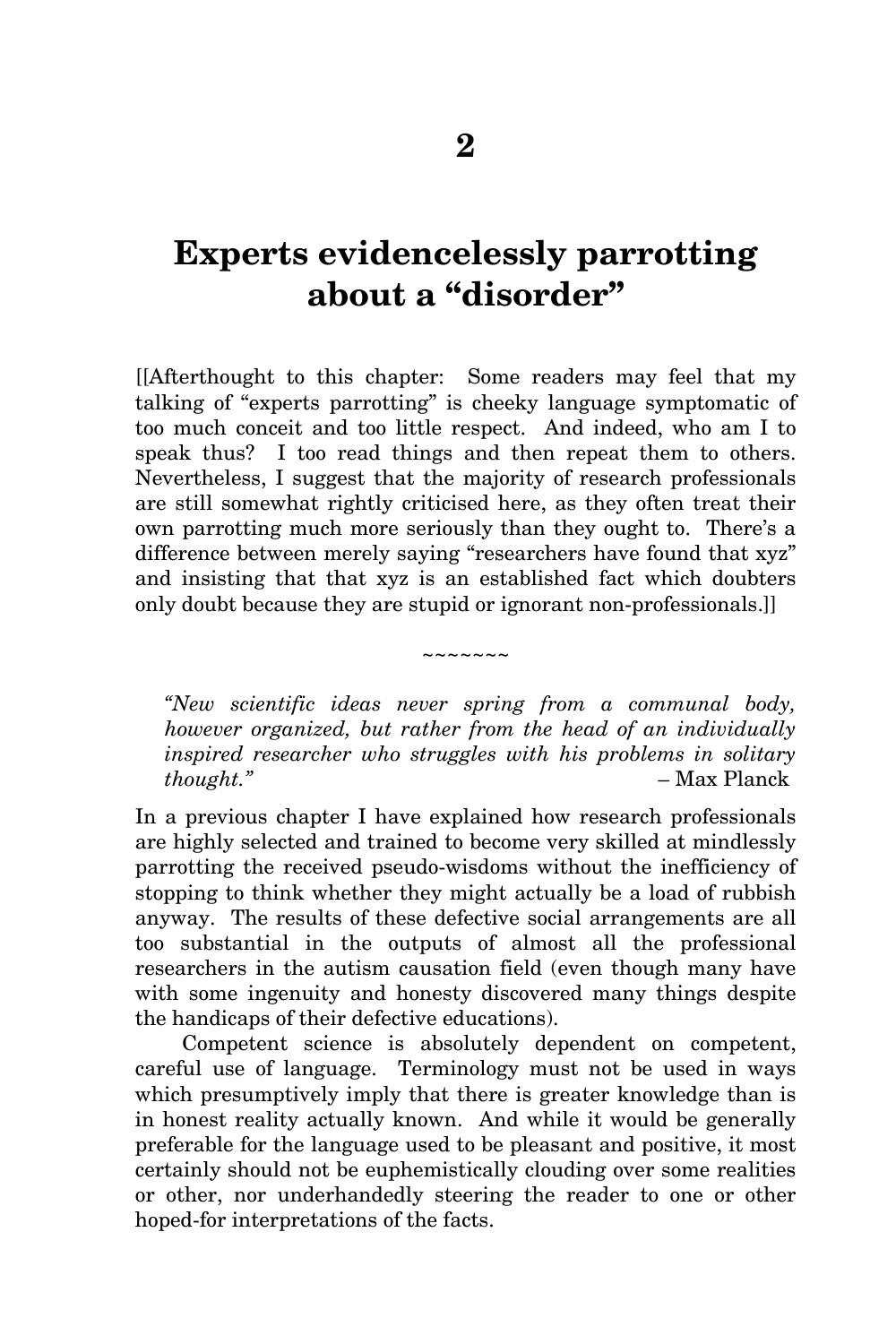# 2

# Experts evidencelessly parrotting about a "disorder"

[[Afterthought to this chapter: Some readers may feel that my talking of "experts parrotting" is cheeky language symptomatic of too much conceit and too little respect. And indeed, who am I to speak thus? I too read things and then repeat them to others. Nevertheless, I suggest that the majority of research professionals are still somewhat rightly criticised here, as they often treat their own parrotting much more seriously than they ought to. There's a difference between merely saying "researchers have found that xyz" and insisting that that xyz is an established fact which doubters only doubt because they are stupid or ignorant non-professionals.]]

~~~~~~~

> *"New scientific ideas never spring from a communal body, however organized, but rather from the head of an individually inspired researcher who struggles with his problems in solitary thought."* – Max Planck

In a previous chapter I have explained how research professionals are highly selected and trained to become very skilled at mindlessly parrotting the received pseudo-wisdoms without the inefficiency of stopping to think whether they might actually be a load of rubbish anyway. The results of these defective social arrangements are all too substantial in the outputs of almost all the professional researchers in the autism causation field (even though many have with some ingenuity and honesty discovered many things despite the handicaps of their defective educations).

Competent science is absolutely dependent on competent, careful use of language. Terminology must not be used in ways which presumptively imply that there is greater knowledge than is in honest reality actually known. And while it would be generally preferable for the language used to be pleasant and positive, it most certainly should not be euphemistically clouding over some realities or other, nor underhandedly steering the reader to one or other hoped-for interpretations of the facts.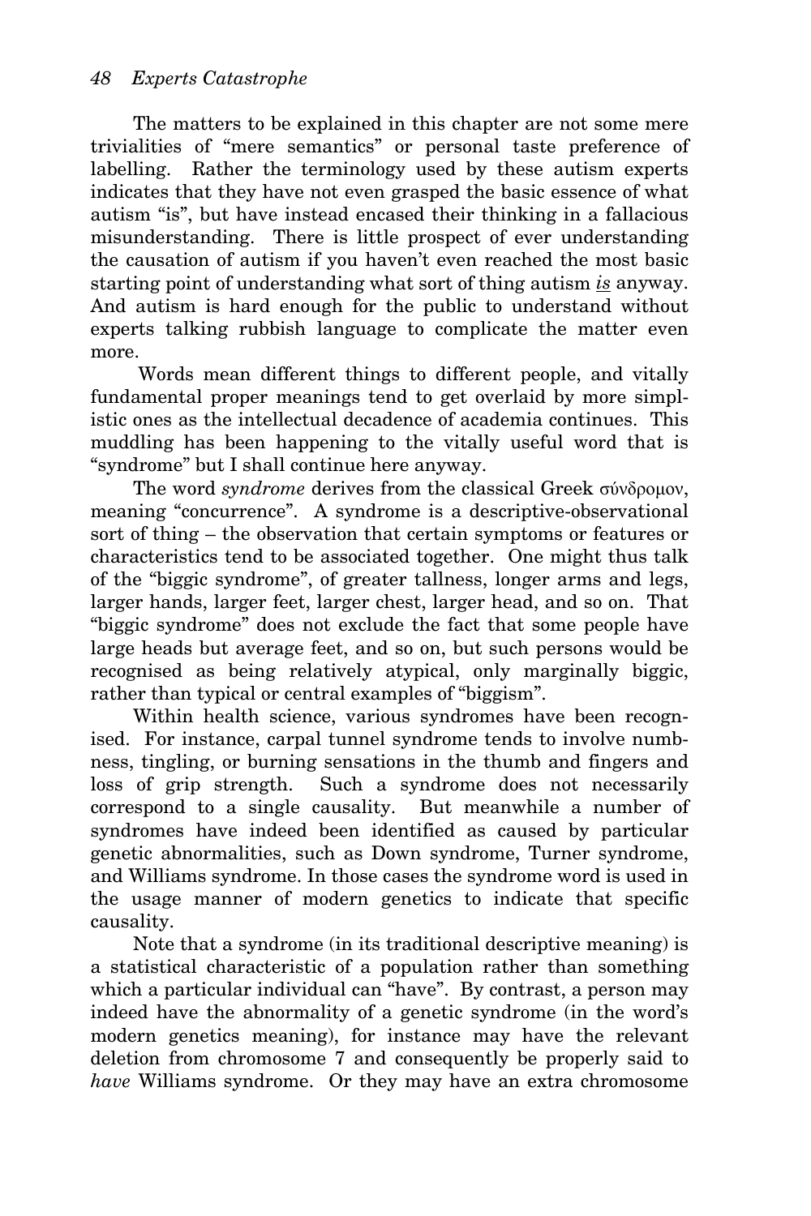The matters to be explained in this chapter are not some mere trivialities of "mere semantics" or personal taste preference of labelling. Rather the terminology used by these autism experts indicates that they have not even grasped the basic essence of what autism "is", but have instead encased their thinking in a fallacious misunderstanding. There is little prospect of ever understanding the causation of autism if you haven't even reached the most basic starting point of understanding what sort of thing autism ***is*** anyway. And autism is hard enough for the public to understand without experts talking rubbish language to complicate the matter even more.

Words mean different things to different people, and vitally fundamental proper meanings tend to get overlaid by more simplistic ones as the intellectual decadence of academia continues. This muddling has been happening to the vitally useful word that is "syndrome" but I shall continue here anyway.

The word *syndrome* derives from the classical Greek σύνδρομον, meaning "concurrence". A syndrome is a descriptive-observational sort of thing – the observation that certain symptoms or features or characteristics tend to be associated together. One might thus talk of the "biggic syndrome", of greater tallness, longer arms and legs, larger hands, larger feet, larger chest, larger head, and so on. That "biggic syndrome" does not exclude the fact that some people have large heads but average feet, and so on, but such persons would be recognised as being relatively atypical, only marginally biggic, rather than typical or central examples of "biggism".

Within health science, various syndromes have been recognised. For instance, carpal tunnel syndrome tends to involve numbness, tingling, or burning sensations in the thumb and fingers and loss of grip strength. Such a syndrome does not necessarily correspond to a single causality. But meanwhile a number of syndromes have indeed been identified as caused by particular genetic abnormalities, such as Down syndrome, Turner syndrome, and Williams syndrome. In those cases the syndrome word is used in the usage manner of modern genetics to indicate that specific causality.

Note that a syndrome (in its traditional descriptive meaning) is a statistical characteristic of a population rather than something which a particular individual can "have". By contrast, a person may indeed have the abnormality of a genetic syndrome (in the word's modern genetics meaning), for instance may have the relevant deletion from chromosome 7 and consequently be properly said to *have* Williams syndrome. Or they may have an extra chromosome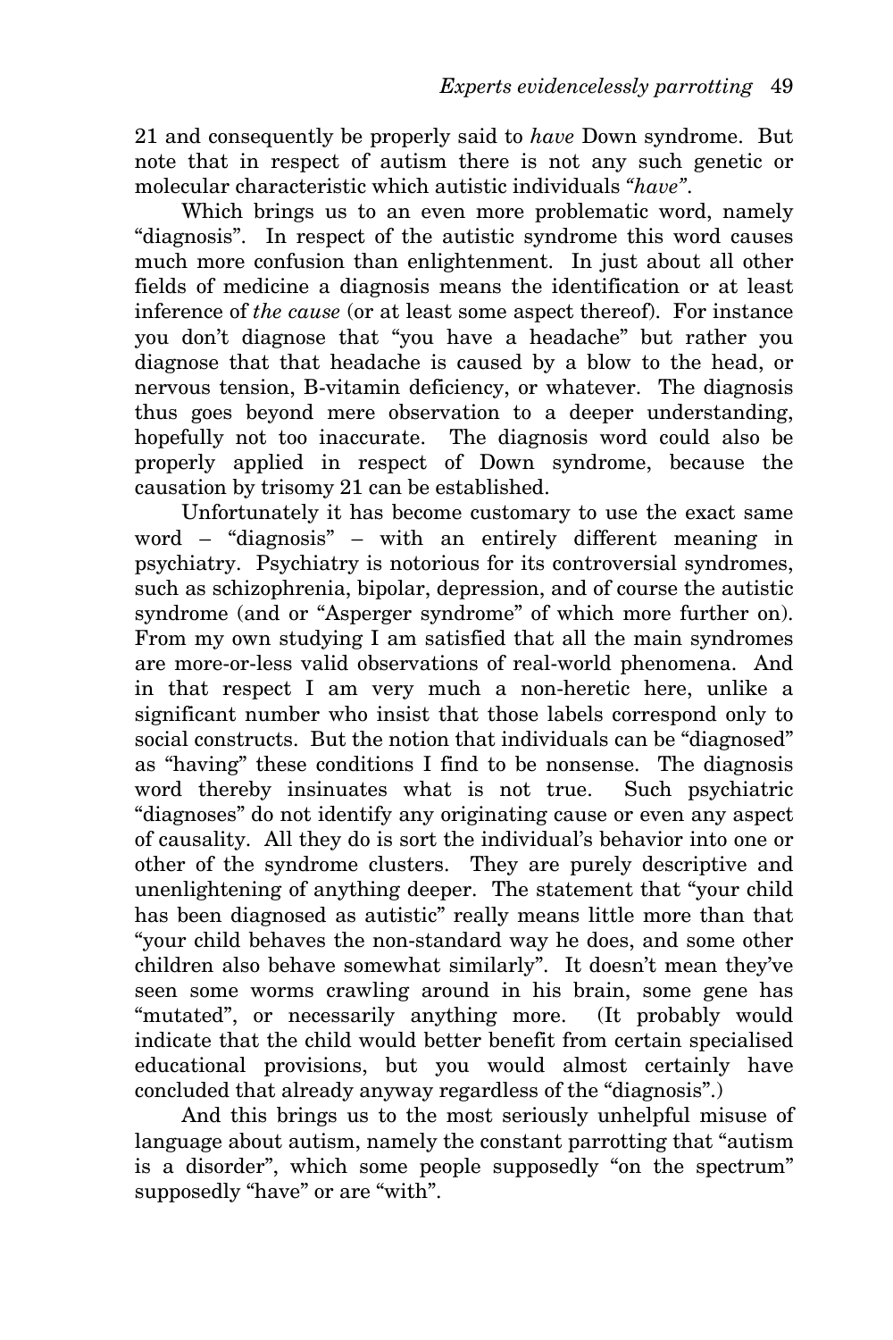21 and consequently be properly said to *have* Down syndrome. But note that in respect of autism there is not any such genetic or molecular characteristic which autistic individuals *"have"*.

Which brings us to an even more problematic word, namely "diagnosis". In respect of the autistic syndrome this word causes much more confusion than enlightenment. In just about all other fields of medicine a diagnosis means the identification or at least inference of *the cause* (or at least some aspect thereof). For instance you don't diagnose that "you have a headache" but rather you diagnose that that headache is caused by a blow to the head, or nervous tension, B-vitamin deficiency, or whatever. The diagnosis thus goes beyond mere observation to a deeper understanding, hopefully not too inaccurate. The diagnosis word could also be properly applied in respect of Down syndrome, because the causation by trisomy 21 can be established.

Unfortunately it has become customary to use the exact same word – "diagnosis" – with an entirely different meaning in psychiatry. Psychiatry is notorious for its controversial syndromes, such as schizophrenia, bipolar, depression, and of course the autistic syndrome (and or "Asperger syndrome" of which more further on). From my own studying I am satisfied that all the main syndromes are more-or-less valid observations of real-world phenomena. And in that respect I am very much a non-heretic here, unlike a significant number who insist that those labels correspond only to social constructs. But the notion that individuals can be "diagnosed" as "having" these conditions I find to be nonsense. The diagnosis word thereby insinuates what is not true. Such psychiatric "diagnoses" do not identify any originating cause or even any aspect of causality. All they do is sort the individual's behavior into one or other of the syndrome clusters. They are purely descriptive and unenlightening of anything deeper. The statement that "your child has been diagnosed as autistic" really means little more than that "your child behaves the non-standard way he does, and some other children also behave somewhat similarly". It doesn't mean they've seen some worms crawling around in his brain, some gene has "mutated", or necessarily anything more. (It probably would indicate that the child would better benefit from certain specialised educational provisions, but you would almost certainly have concluded that already anyway regardless of the "diagnosis".)

And this brings us to the most seriously unhelpful misuse of language about autism, namely the constant parrotting that "autism is a disorder", which some people supposedly "on the spectrum" supposedly "have" or are "with".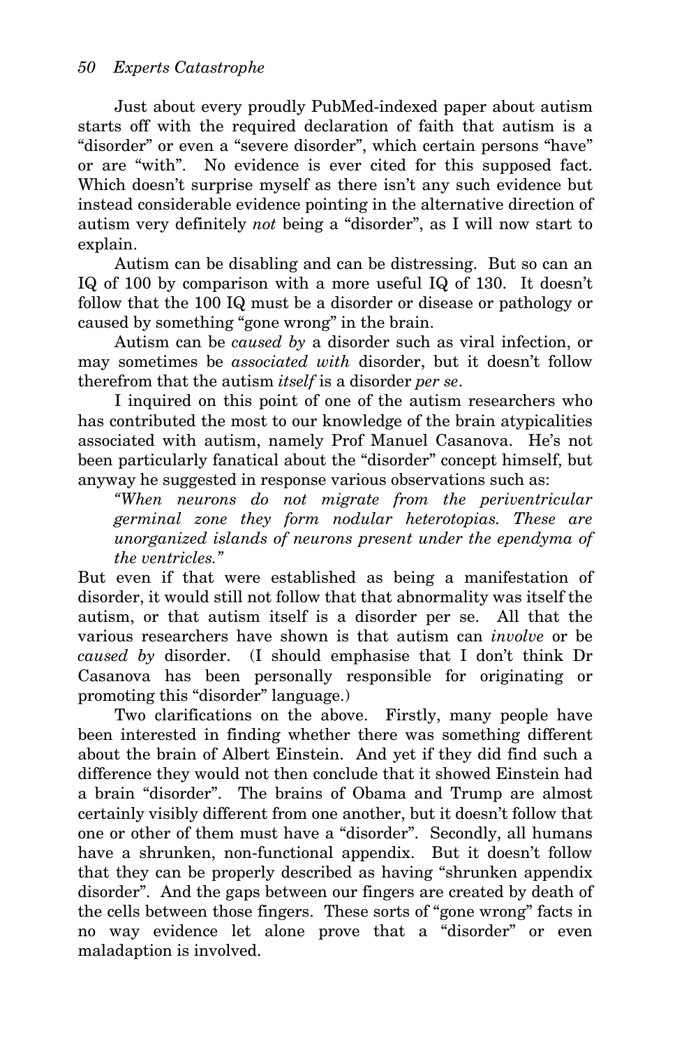Just about every proudly PubMed-indexed paper about autism starts off with the required declaration of faith that autism is a "disorder" or even a "severe disorder", which certain persons "have" or are "with". No evidence is ever cited for this supposed fact. Which doesn't surprise myself as there isn't any such evidence but instead considerable evidence pointing in the alternative direction of autism very definitely *not* being a "disorder", as I will now start to explain.

Autism can be disabling and can be distressing. But so can an IQ of 100 by comparison with a more useful IQ of 130. It doesn't follow that the 100 IQ must be a disorder or disease or pathology or caused by something "gone wrong" in the brain.

Autism can be *caused by* a disorder such as viral infection, or may sometimes be *associated with* disorder, but it doesn't follow therefrom that the autism *itself* is a disorder *per se*.

I inquired on this point of one of the autism researchers who has contributed the most to our knowledge of the brain atypicalities associated with autism, namely Prof Manuel Casanova. He's not been particularly fanatical about the "disorder" concept himself, but anyway he suggested in response various observations such as:

> *"When neurons do not migrate from the periventricular germinal zone they form nodular heterotopias. These are unorganized islands of neurons present under the ependyma of the ventricles."*

But even if that were established as being a manifestation of disorder, it would still not follow that that abnormality was itself the autism, or that autism itself is a disorder per se. All that the various researchers have shown is that autism can *involve* or be *caused by* disorder. (I should emphasise that I don't think Dr Casanova has been personally responsible for originating or promoting this "disorder" language.)

Two clarifications on the above. Firstly, many people have been interested in finding whether there was something different about the brain of Albert Einstein. And yet if they did find such a difference they would not then conclude that it showed Einstein had a brain "disorder". The brains of Obama and Trump are almost certainly visibly different from one another, but it doesn't follow that one or other of them must have a "disorder". Secondly, all humans have a shrunken, non-functional appendix. But it doesn't follow that they can be properly described as having "shrunken appendix disorder". And the gaps between our fingers are created by death of the cells between those fingers. These sorts of "gone wrong" facts in no way evidence let alone prove that a "disorder" or even maladaption is involved.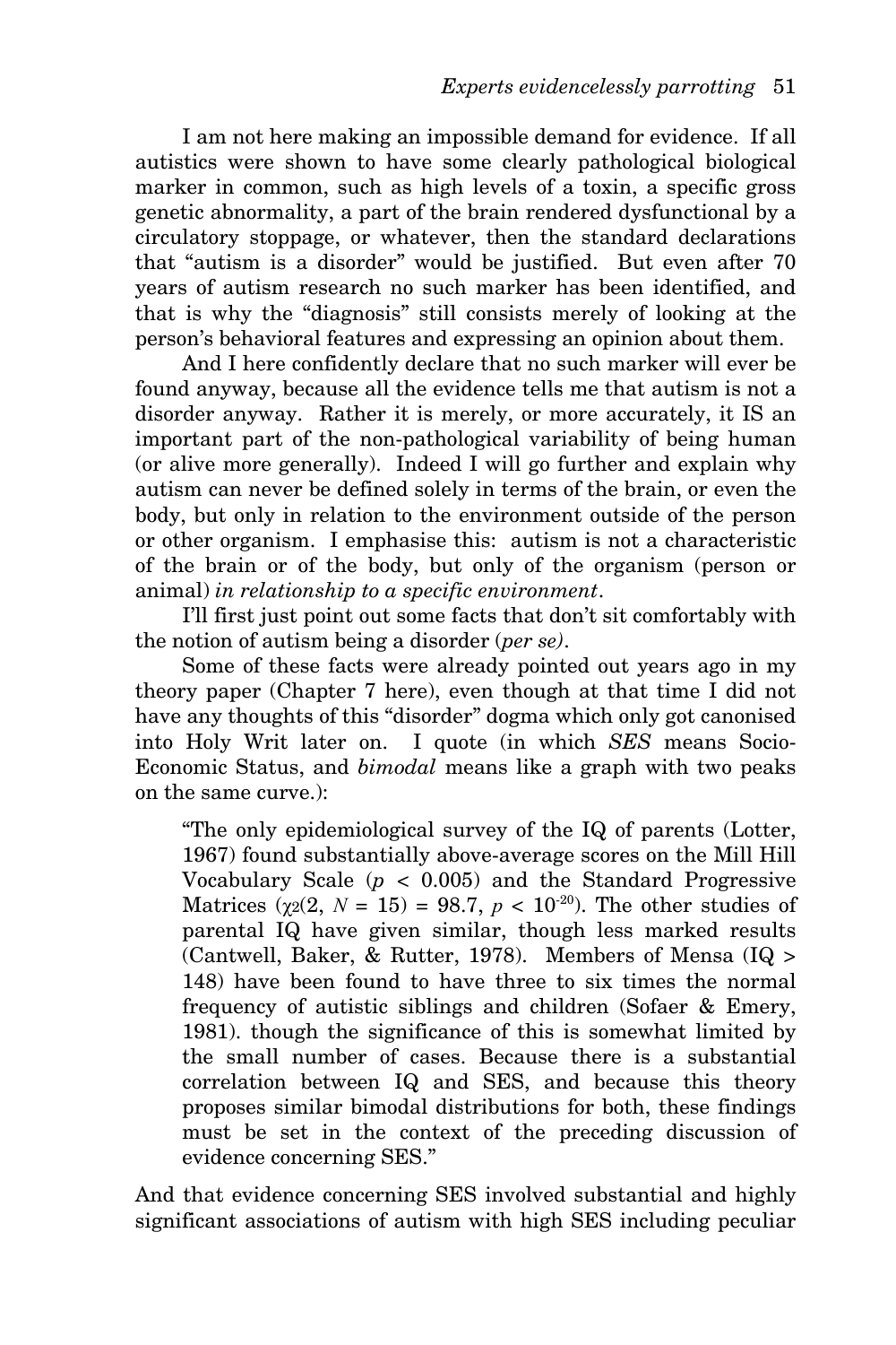I am not here making an impossible demand for evidence. If all autistics were shown to have some clearly pathological biological marker in common, such as high levels of a toxin, a specific gross genetic abnormality, a part of the brain rendered dysfunctional by a circulatory stoppage, or whatever, then the standard declarations that "autism is a disorder" would be justified. But even after 70 years of autism research no such marker has been identified, and that is why the "diagnosis" still consists merely of looking at the person's behavioral features and expressing an opinion about them.

And I here confidently declare that no such marker will ever be found anyway, because all the evidence tells me that autism is not a disorder anyway. Rather it is merely, or more accurately, it IS an important part of the non-pathological variability of being human (or alive more generally). Indeed I will go further and explain why autism can never be defined solely in terms of the brain, or even the body, but only in relation to the environment outside of the person or other organism. I emphasise this: autism is not a characteristic of the brain or of the body, but only of the organism (person or animal) *in relationship to a specific environment*.

I'll first just point out some facts that don't sit comfortably with the notion of autism being a disorder (*per se)*.

Some of these facts were already pointed out years ago in my theory paper (Chapter 7 here), even though at that time I did not have any thoughts of this "disorder" dogma which only got canonised into Holy Writ later on. I quote (in which *SES* means Socio-Economic Status, and *bimodal* means like a graph with two peaks on the same curve.):

> "The only epidemiological survey of the IQ of parents (Lotter, 1967) found substantially above-average scores on the Mill Hill Vocabulary Scale ($p < 0.005$) and the Standard Progressive Matrices ($\chi^2(2, N = 15) = 98.7$, $p < 10^{-20}$). The other studies of parental IQ have given similar, though less marked results (Cantwell, Baker, & Rutter, 1978). Members of Mensa (IQ > 148) have been found to have three to six times the normal frequency of autistic siblings and children (Sofaer & Emery, 1981). though the significance of this is somewhat limited by the small number of cases. Because there is a substantial correlation between IQ and SES, and because this theory proposes similar bimodal distributions for both, these findings must be set in the context of the preceding discussion of evidence concerning SES."

And that evidence concerning SES involved substantial and highly significant associations of autism with high SES including peculiar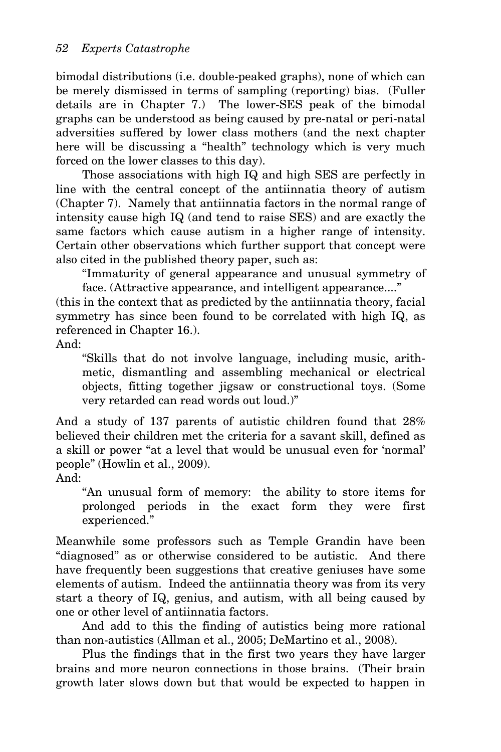bimodal distributions (i.e. double-peaked graphs), none of which can be merely dismissed in terms of sampling (reporting) bias. (Fuller details are in Chapter 7.) The lower-SES peak of the bimodal graphs can be understood as being caused by pre-natal or peri-natal adversities suffered by lower class mothers (and the next chapter here will be discussing a "health" technology which is very much forced on the lower classes to this day).

Those associations with high IQ and high SES are perfectly in line with the central concept of the antiinnatia theory of autism (Chapter 7). Namely that antiinnatia factors in the normal range of intensity cause high IQ (and tend to raise SES) and are exactly the same factors which cause autism in a higher range of intensity. Certain other observations which further support that concept were also cited in the published theory paper, such as:

> "Immaturity of general appearance and unusual symmetry of face. (Attractive appearance, and intelligent appearance...."

(this in the context that as predicted by the antiinnatia theory, facial symmetry has since been found to be correlated with high IQ, as referenced in Chapter 16.).

And:

> "Skills that do not involve language, including music, arithmetic, dismantling and assembling mechanical or electrical objects, fitting together jigsaw or constructional toys. (Some very retarded can read words out loud.)"

And a study of 137 parents of autistic children found that 28% believed their children met the criteria for a savant skill, defined as a skill or power "at a level that would be unusual even for 'normal' people" (Howlin et al., 2009).

And:

> "An unusual form of memory: the ability to store items for prolonged periods in the exact form they were first experienced."

Meanwhile some professors such as Temple Grandin have been "diagnosed" as or otherwise considered to be autistic. And there have frequently been suggestions that creative geniuses have some elements of autism. Indeed the antiinnatia theory was from its very start a theory of IQ, genius, and autism, with all being caused by one or other level of antiinnatia factors.

And add to this the finding of autistics being more rational than non-autistics (Allman et al., 2005; DeMartino et al., 2008).

Plus the findings that in the first two years they have larger brains and more neuron connections in those brains. (Their brain growth later slows down but that would be expected to happen in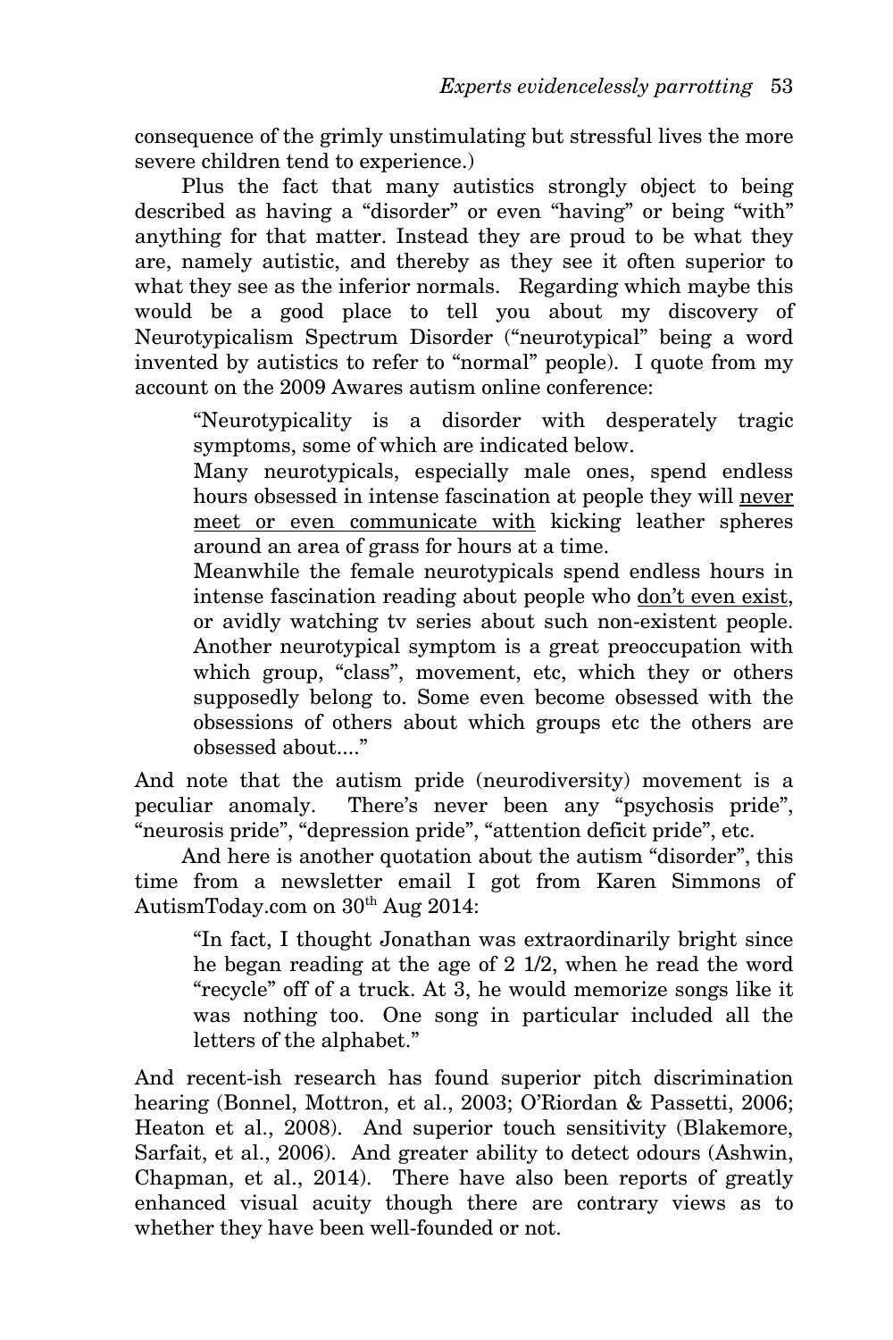consequence of the grimly unstimulating but stressful lives the more severe children tend to experience.)

Plus the fact that many autistics strongly object to being described as having a "disorder" or even "having" or being "with" anything for that matter. Instead they are proud to be what they are, namely autistic, and thereby as they see it often superior to what they see as the inferior normals. Regarding which maybe this would be a good place to tell you about my discovery of Neurotypicalism Spectrum Disorder ("neurotypical" being a word invented by autistics to refer to "normal" people). I quote from my account on the 2009 Awares autism online conference:

> "Neurotypicality is a disorder with desperately tragic symptoms, some of which are indicated below.
> Many neurotypicals, especially male ones, spend endless hours obsessed in intense fascination at people they will <u>never meet or even communicate with</u> kicking leather spheres around an area of grass for hours at a time.
> Meanwhile the female neurotypicals spend endless hours in intense fascination reading about people who <u>don't even exist</u>, or avidly watching tv series about such non-existent people.
> Another neurotypical symptom is a great preoccupation with which group, "class", movement, etc, which they or others supposedly belong to. Some even become obsessed with the obsessions of others about which groups etc the others are obsessed about...."

And note that the autism pride (neurodiversity) movement is a peculiar anomaly. There's never been any "psychosis pride", "neurosis pride", "depression pride", "attention deficit pride", etc.

And here is another quotation about the autism "disorder", this time from a newsletter email I got from Karen Simmons of AutismToday.com on 30th Aug 2014:

> "In fact, I thought Jonathan was extraordinarily bright since he began reading at the age of 2 1/2, when he read the word "recycle" off of a truck. At 3, he would memorize songs like it was nothing too. One song in particular included all the letters of the alphabet."

And recent-ish research has found superior pitch discrimination hearing (Bonnel, Mottron, et al., 2003; O'Riordan & Passetti, 2006; Heaton et al., 2008). And superior touch sensitivity (Blakemore, Sarfait, et al., 2006). And greater ability to detect odours (Ashwin, Chapman, et al., 2014). There have also been reports of greatly enhanced visual acuity though there are contrary views as to whether they have been well-founded or not.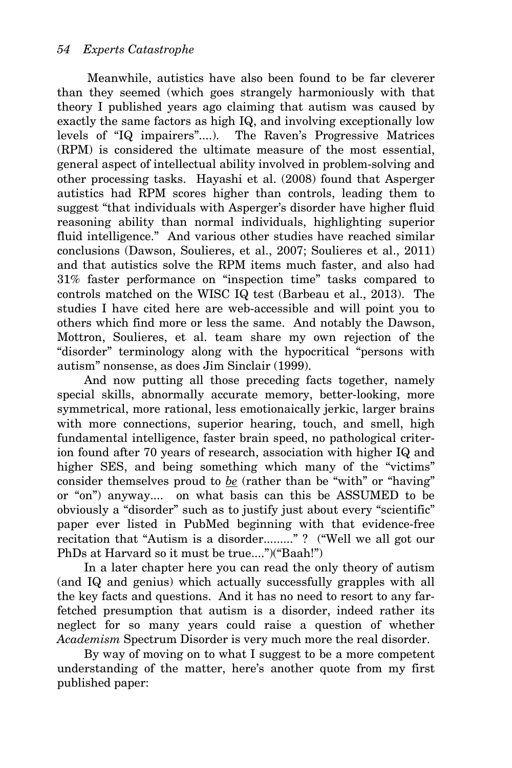Meanwhile, autistics have also been found to be far cleverer than they seemed (which goes strangely harmoniously with that theory I published years ago claiming that autism was caused by exactly the same factors as high IQ, and involving exceptionally low levels of "IQ impairers"....). The Raven's Progressive Matrices (RPM) is considered the ultimate measure of the most essential, general aspect of intellectual ability involved in problem-solving and other processing tasks. Hayashi et al. (2008) found that Asperger autistics had RPM scores higher than controls, leading them to suggest "that individuals with Asperger's disorder have higher fluid reasoning ability than normal individuals, highlighting superior fluid intelligence." And various other studies have reached similar conclusions (Dawson, Soulieres, et al., 2007; Soulieres et al., 2011) and that autistics solve the RPM items much faster, and also had 31% faster performance on "inspection time" tasks compared to controls matched on the WISC IQ test (Barbeau et al., 2013). The studies I have cited here are web-accessible and will point you to others which find more or less the same. And notably the Dawson, Mottron, Soulieres, et al. team share my own rejection of the "disorder" terminology along with the hypocritical "persons with autism" nonsense, as does Jim Sinclair (1999).

And now putting all those preceding facts together, namely special skills, abnormally accurate memory, better-looking, more symmetrical, more rational, less emotionaically jerkic, larger brains with more connections, superior hearing, touch, and smell, high fundamental intelligence, faster brain speed, no pathological criterion found after 70 years of research, association with higher IQ and higher SES, and being something which many of the "victims" consider themselves proud to <u>*be*</u> (rather than be "with" or "having" or "on") anyway.... on what basis can this be ASSUMED to be obviously a "disorder" such as to justify just about every "scientific" paper ever listed in PubMed beginning with that evidence-free recitation that "Autism is a disorder........." ? ("Well we all got our PhDs at Harvard so it must be true....")("Baah!")

In a later chapter here you can read the only theory of autism (and IQ and genius) which actually successfully grapples with all the key facts and questions. And it has no need to resort to any far-fetched presumption that autism is a disorder, indeed rather its neglect for so many years could raise a question of whether *Academism* Spectrum Disorder is very much more the real disorder.

By way of moving on to what I suggest to be a more competent understanding of the matter, here's another quote from my first published paper: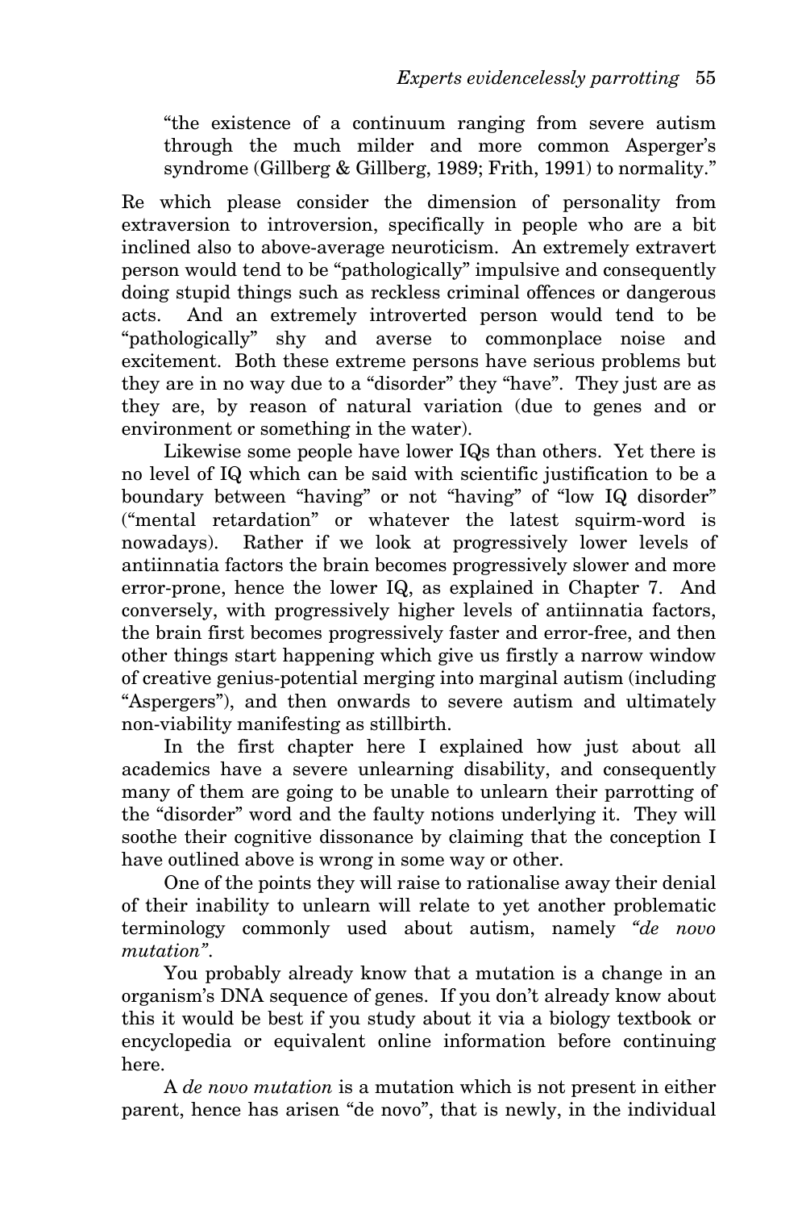> "the existence of a continuum ranging from severe autism through the much milder and more common Asperger's syndrome (Gillberg & Gillberg, 1989; Frith, 1991) to normality."

Re which please consider the dimension of personality from extraversion to introversion, specifically in people who are a bit inclined also to above-average neuroticism. An extremely extravert person would tend to be "pathologically" impulsive and consequently doing stupid things such as reckless criminal offences or dangerous acts. And an extremely introverted person would tend to be "pathologically" shy and averse to commonplace noise and excitement. Both these extreme persons have serious problems but they are in no way due to a "disorder" they "have". They just are as they are, by reason of natural variation (due to genes and or environment or something in the water).

Likewise some people have lower IQs than others. Yet there is no level of IQ which can be said with scientific justification to be a boundary between "having" or not "having" of "low IQ disorder" ("mental retardation" or whatever the latest squirm-word is nowadays). Rather if we look at progressively lower levels of antiinnatia factors the brain becomes progressively slower and more error-prone, hence the lower IQ, as explained in Chapter 7. And conversely, with progressively higher levels of antiinnatia factors, the brain first becomes progressively faster and error-free, and then other things start happening which give us firstly a narrow window of creative genius-potential merging into marginal autism (including "Aspergers"), and then onwards to severe autism and ultimately non-viability manifesting as stillbirth.

In the first chapter here I explained how just about all academics have a severe unlearning disability, and consequently many of them are going to be unable to unlearn their parrotting of the "disorder" word and the faulty notions underlying it. They will soothe their cognitive dissonance by claiming that the conception I have outlined above is wrong in some way or other.

One of the points they will raise to rationalise away their denial of their inability to unlearn will relate to yet another problematic terminology commonly used about autism, namely *"de novo mutation"*.

You probably already know that a mutation is a change in an organism's DNA sequence of genes. If you don't already know about this it would be best if you study about it via a biology textbook or encyclopedia or equivalent online information before continuing here.

A *de novo mutation* is a mutation which is not present in either parent, hence has arisen "de novo", that is newly, in the individual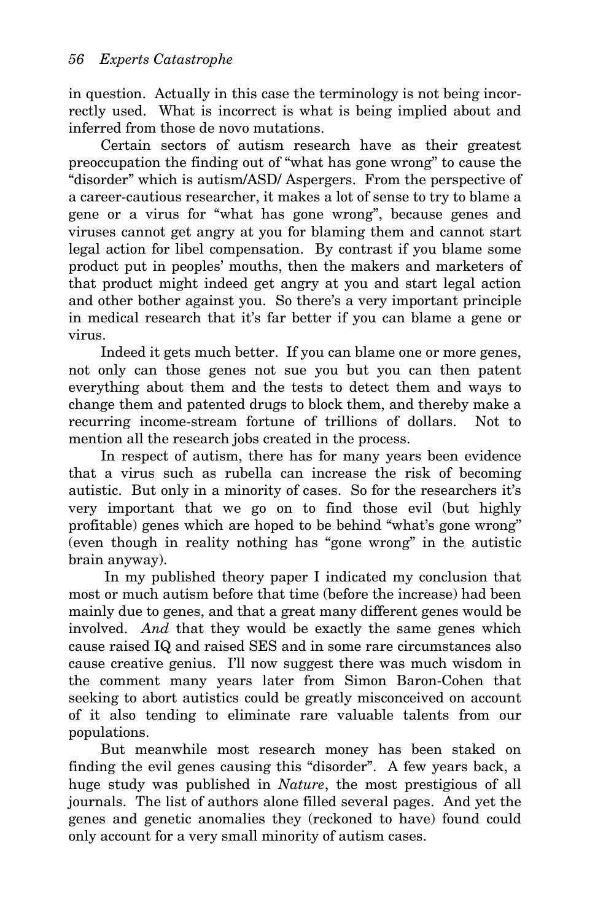in question. Actually in this case the terminology is not being incorrectly used. What is incorrect is what is being implied about and inferred from those de novo mutations.

Certain sectors of autism research have as their greatest preoccupation the finding out of "what has gone wrong" to cause the "disorder" which is autism/ASD/ Aspergers. From the perspective of a career-cautious researcher, it makes a lot of sense to try to blame a gene or a virus for "what has gone wrong", because genes and viruses cannot get angry at you for blaming them and cannot start legal action for libel compensation. By contrast if you blame some product put in peoples' mouths, then the makers and marketers of that product might indeed get angry at you and start legal action and other bother against you. So there's a very important principle in medical research that it's far better if you can blame a gene or virus.

Indeed it gets much better. If you can blame one or more genes, not only can those genes not sue you but you can then patent everything about them and the tests to detect them and ways to change them and patented drugs to block them, and thereby make a recurring income-stream fortune of trillions of dollars. Not to mention all the research jobs created in the process.

In respect of autism, there has for many years been evidence that a virus such as rubella can increase the risk of becoming autistic. But only in a minority of cases. So for the researchers it's very important that we go on to find those evil (but highly profitable) genes which are hoped to be behind "what's gone wrong" (even though in reality nothing has "gone wrong" in the autistic brain anyway).

In my published theory paper I indicated my conclusion that most or much autism before that time (before the increase) had been mainly due to genes, and that a great many different genes would be involved. *And* that they would be exactly the same genes which cause raised IQ and raised SES and in some rare circumstances also cause creative genius. I'll now suggest there was much wisdom in the comment many years later from Simon Baron-Cohen that seeking to abort autistics could be greatly misconceived on account of it also tending to eliminate rare valuable talents from our populations.

But meanwhile most research money has been staked on finding the evil genes causing this "disorder". A few years back, a huge study was published in *Nature*, the most prestigious of all journals. The list of authors alone filled several pages. And yet the genes and genetic anomalies they (reckoned to have) found could only account for a very small minority of autism cases.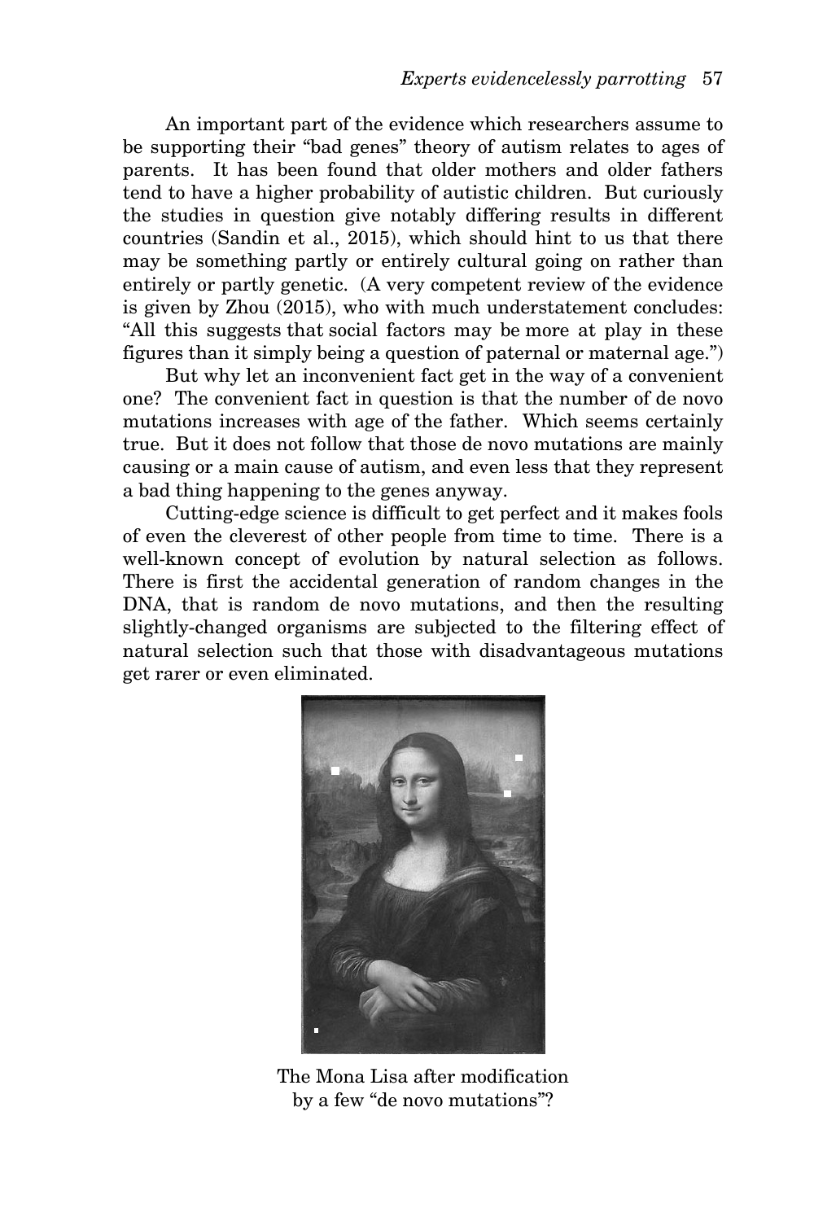An important part of the evidence which researchers assume to be supporting their "bad genes" theory of autism relates to ages of parents. It has been found that older mothers and older fathers tend to have a higher probability of autistic children. But curiously the studies in question give notably differing results in different countries (Sandin et al., 2015), which should hint to us that there may be something partly or entirely cultural going on rather than entirely or partly genetic. (A very competent review of the evidence is given by Zhou (2015), who with much understatement concludes: "All this suggests that social factors may be more at play in these figures than it simply being a question of paternal or maternal age.")

But why let an inconvenient fact get in the way of a convenient one? The convenient fact in question is that the number of de novo mutations increases with age of the father. Which seems certainly true. But it does not follow that those de novo mutations are mainly causing or a main cause of autism, and even less that they represent a bad thing happening to the genes anyway.

Cutting-edge science is difficult to get perfect and it makes fools of even the cleverest of other people from time to time. There is a well-known concept of evolution by natural selection as follows. There is first the accidental generation of random changes in the DNA, that is random de novo mutations, and then the resulting slightly-changed organisms are subjected to the filtering effect of natural selection such that those with disadvantageous mutations get rarer or even eliminated.

The Mona Lisa after modification by a few "de novo mutations"?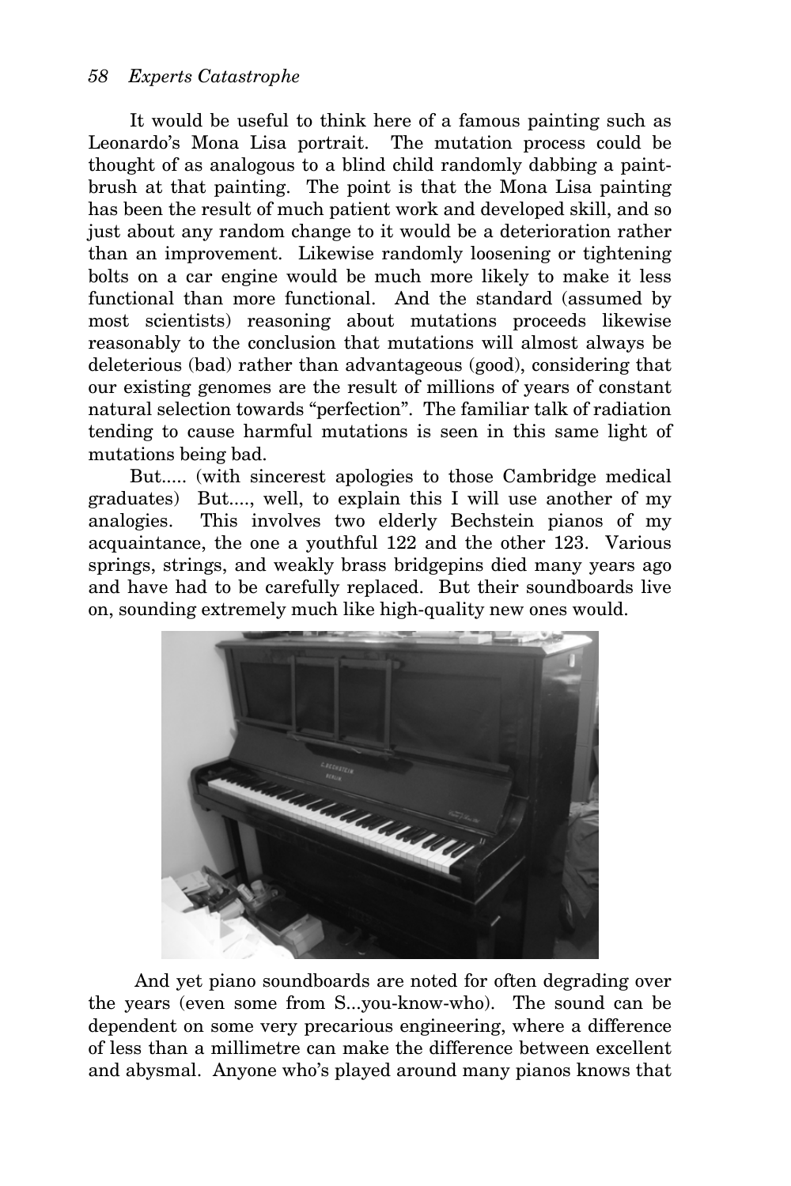It would be useful to think here of a famous painting such as Leonardo's Mona Lisa portrait. The mutation process could be thought of as analogous to a blind child randomly dabbing a paint-brush at that painting. The point is that the Mona Lisa painting has been the result of much patient work and developed skill, and so just about any random change to it would be a deterioration rather than an improvement. Likewise randomly loosening or tightening bolts on a car engine would be much more likely to make it less functional than more functional. And the standard (assumed by most scientists) reasoning about mutations proceeds likewise reasonably to the conclusion that mutations will almost always be deleterious (bad) rather than advantageous (good), considering that our existing genomes are the result of millions of years of constant natural selection towards "perfection". The familiar talk of radiation tending to cause harmful mutations is seen in this same light of mutations being bad.

But..... (with sincerest apologies to those Cambridge medical graduates) But...., well, to explain this I will use another of my analogies. This involves two elderly Bechstein pianos of my acquaintance, the one a youthful 122 and the other 123. Various springs, strings, and weakly brass bridgepins died many years ago and have had to be carefully replaced. But their soundboards live on, sounding extremely much like high-quality new ones would.

And yet piano soundboards are noted for often degrading over the years (even some from S...you-know-who). The sound can be dependent on some very precarious engineering, where a difference of less than a millimetre can make the difference between excellent and abysmal. Anyone who's played around many pianos knows that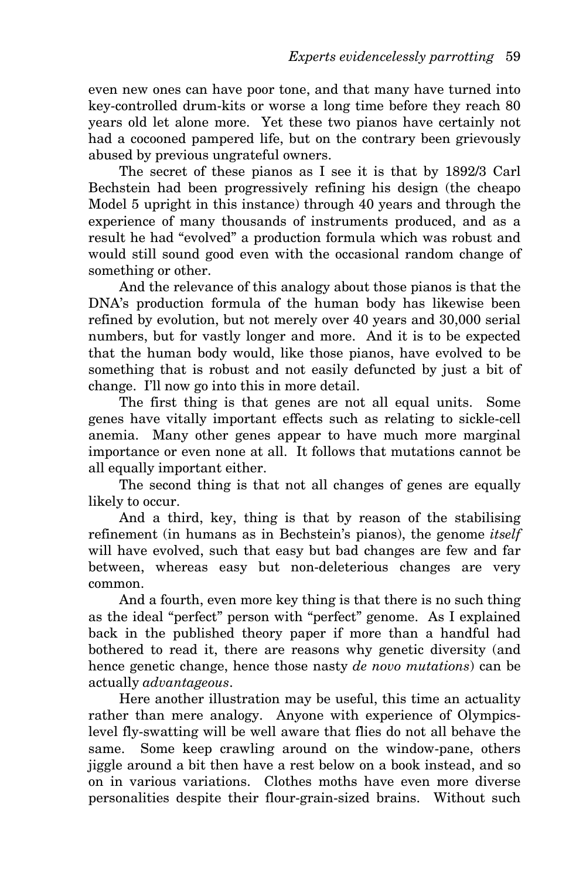even new ones can have poor tone, and that many have turned into key-controlled drum-kits or worse a long time before they reach 80 years old let alone more. Yet these two pianos have certainly not had a cocooned pampered life, but on the contrary been grievously abused by previous ungrateful owners.

The secret of these pianos as I see it is that by 1892/3 Carl Bechstein had been progressively refining his design (the cheapo Model 5 upright in this instance) through 40 years and through the experience of many thousands of instruments produced, and as a result he had "evolved" a production formula which was robust and would still sound good even with the occasional random change of something or other.

And the relevance of this analogy about those pianos is that the DNA's production formula of the human body has likewise been refined by evolution, but not merely over 40 years and 30,000 serial numbers, but for vastly longer and more. And it is to be expected that the human body would, like those pianos, have evolved to be something that is robust and not easily defuncted by just a bit of change. I'll now go into this in more detail.

The first thing is that genes are not all equal units. Some genes have vitally important effects such as relating to sickle-cell anemia. Many other genes appear to have much more marginal importance or even none at all. It follows that mutations cannot be all equally important either.

The second thing is that not all changes of genes are equally likely to occur.

And a third, key, thing is that by reason of the stabilising refinement (in humans as in Bechstein's pianos), the genome *itself* will have evolved, such that easy but bad changes are few and far between, whereas easy but non-deleterious changes are very common.

And a fourth, even more key thing is that there is no such thing as the ideal "perfect" person with "perfect" genome. As I explained back in the published theory paper if more than a handful had bothered to read it, there are reasons why genetic diversity (and hence genetic change, hence those nasty *de novo mutations*) can be actually *advantageous*.

Here another illustration may be useful, this time an actuality rather than mere analogy. Anyone with experience of Olympics-level fly-swatting will be well aware that flies do not all behave the same. Some keep crawling around on the window-pane, others jiggle around a bit then have a rest below on a book instead, and so on in various variations. Clothes moths have even more diverse personalities despite their flour-grain-sized brains. Without such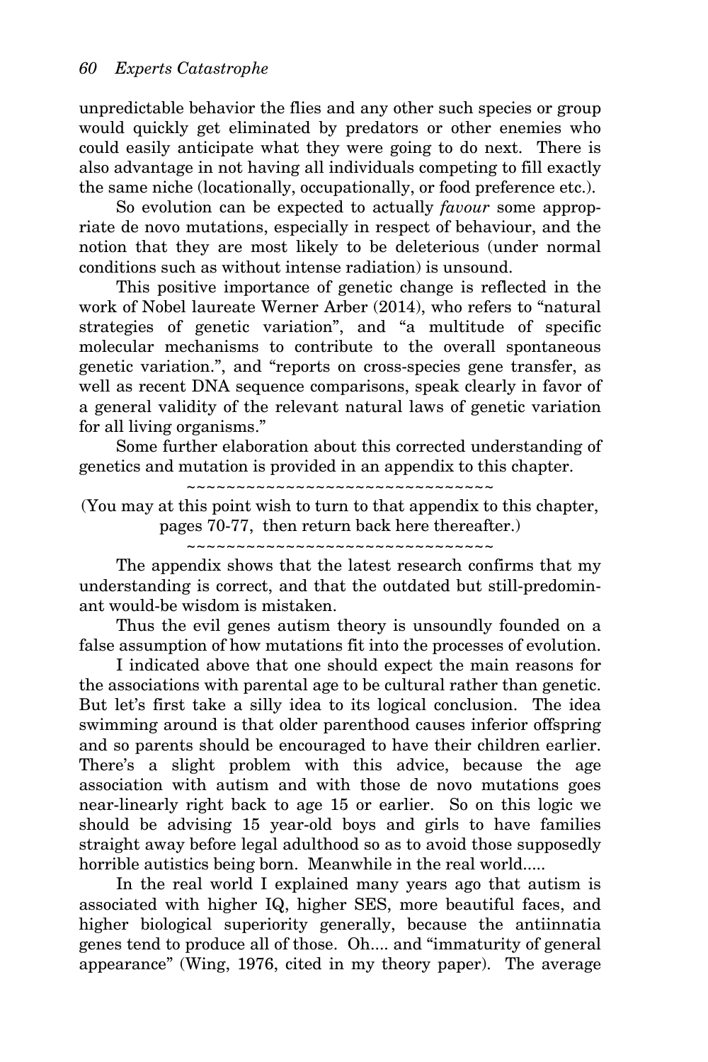unpredictable behavior the flies and any other such species or group would quickly get eliminated by predators or other enemies who could easily anticipate what they were going to do next. There is also advantage in not having all individuals competing to fill exactly the same niche (locationally, occupationally, or food preference etc.).

So evolution can be expected to actually *favour* some appropriate de novo mutations, especially in respect of behaviour, and the notion that they are most likely to be deleterious (under normal conditions such as without intense radiation) is unsound.

This positive importance of genetic change is reflected in the work of Nobel laureate Werner Arber (2014), who refers to "natural strategies of genetic variation", and "a multitude of specific molecular mechanisms to contribute to the overall spontaneous genetic variation.", and "reports on cross-species gene transfer, as well as recent DNA sequence comparisons, speak clearly in favor of a general validity of the relevant natural laws of genetic variation for all living organisms."

Some further elaboration about this corrected understanding of genetics and mutation is provided in an appendix to this chapter.

~~~~~~~~~~~~~~~~~~~~~~~~~~~~~~~~

(You may at this point wish to turn to that appendix to this chapter, pages 70-77, then return back here thereafter.)

~~~~~~~~~~~~~~~~~~~~~~~~~~~~~~~~

The appendix shows that the latest research confirms that my understanding is correct, and that the outdated but still-predominant would-be wisdom is mistaken.

Thus the evil genes autism theory is unsoundly founded on a false assumption of how mutations fit into the processes of evolution.

I indicated above that one should expect the main reasons for the associations with parental age to be cultural rather than genetic. But let's first take a silly idea to its logical conclusion. The idea swimming around is that older parenthood causes inferior offspring and so parents should be encouraged to have their children earlier. There's a slight problem with this advice, because the age association with autism and with those de novo mutations goes near-linearly right back to age 15 or earlier. So on this logic we should be advising 15 year-old boys and girls to have families straight away before legal adulthood so as to avoid those supposedly horrible autistics being born. Meanwhile in the real world.....

In the real world I explained many years ago that autism is associated with higher IQ, higher SES, more beautiful faces, and higher biological superiority generally, because the antiinnatia genes tend to produce all of those. Oh.... and "immaturity of general appearance" (Wing, 1976, cited in my theory paper). The average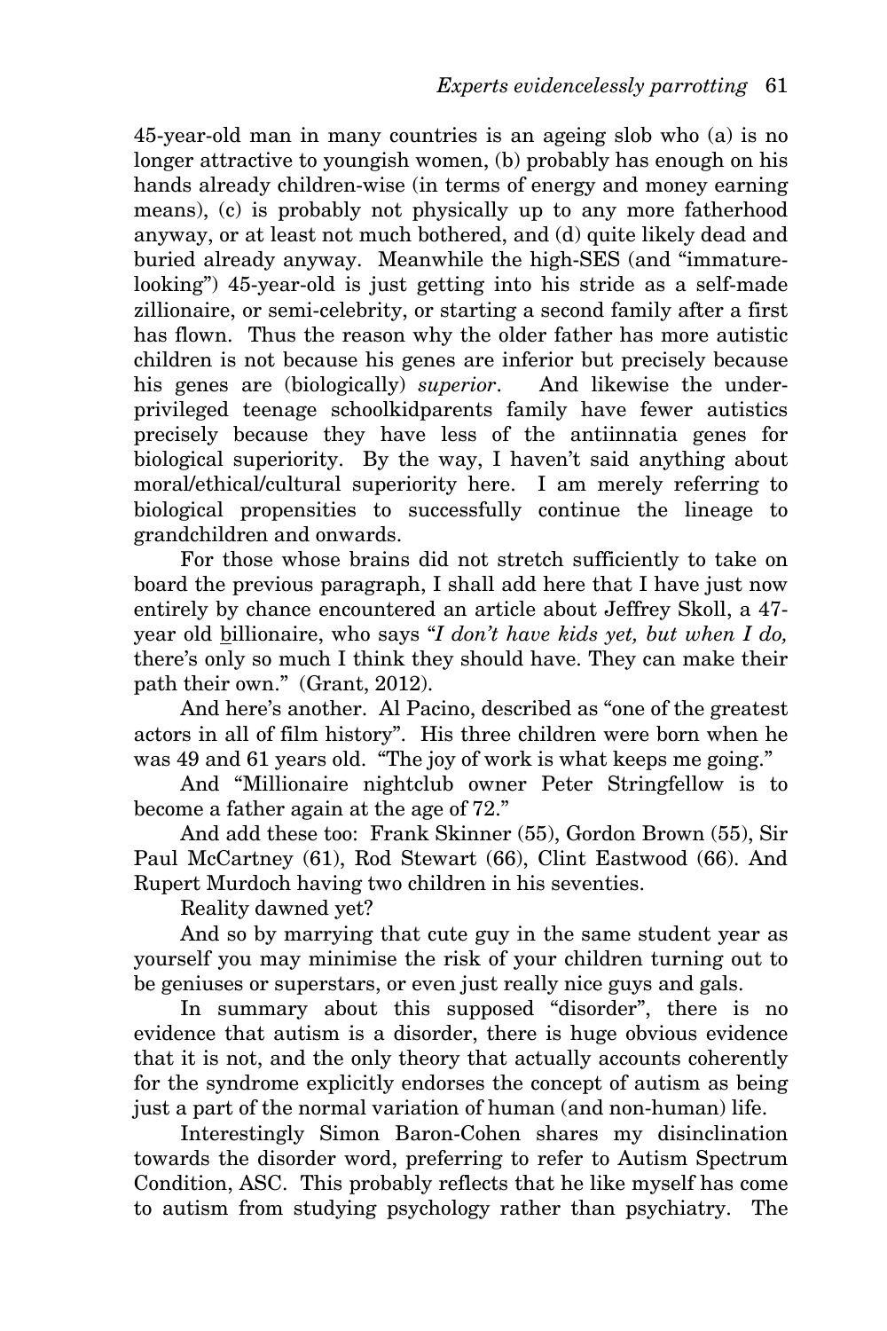45-year-old man in many countries is an ageing slob who (a) is no longer attractive to youngish women, (b) probably has enough on his hands already children-wise (in terms of energy and money earning means), (c) is probably not physically up to any more fatherhood anyway, or at least not much bothered, and (d) quite likely dead and buried already anyway. Meanwhile the high-SES (and "immature-looking") 45-year-old is just getting into his stride as a self-made zillionaire, or semi-celebrity, or starting a second family after a first has flown. Thus the reason why the older father has more autistic children is not because his genes are inferior but precisely because his genes are (biologically) *superior*. And likewise the under-privileged teenage schoolkidparents family have fewer autistics precisely because they have less of the antiinnatia genes for biological superiority. By the way, I haven't said anything about moral/ethical/cultural superiority here. I am merely referring to biological propensities to successfully continue the lineage to grandchildren and onwards.

For those whose brains did not stretch sufficiently to take on board the previous paragraph, I shall add here that I have just now entirely by chance encountered an article about Jeffrey Skoll, a 47-year old <u>b</u>illionaire, who says "*I don't have kids yet, but when I do,* there's only so much I think they should have. They can make their path their own." (Grant, 2012).

And here's another. Al Pacino, described as "one of the greatest actors in all of film history". His three children were born when he was 49 and 61 years old. "The joy of work is what keeps me going."

And "Millionaire nightclub owner Peter Stringfellow is to become a father again at the age of 72."

And add these too: Frank Skinner (55), Gordon Brown (55), Sir Paul McCartney (61), Rod Stewart (66), Clint Eastwood (66). And Rupert Murdoch having two children in his seventies.

Reality dawned yet?

And so by marrying that cute guy in the same student year as yourself you may minimise the risk of your children turning out to be geniuses or superstars, or even just really nice guys and gals.

In summary about this supposed "disorder", there is no evidence that autism is a disorder, there is huge obvious evidence that it is not, and the only theory that actually accounts coherently for the syndrome explicitly endorses the concept of autism as being just a part of the normal variation of human (and non-human) life.

Interestingly Simon Baron-Cohen shares my disinclination towards the disorder word, preferring to refer to Autism Spectrum Condition, ASC. This probably reflects that he like myself has come to autism from studying psychology rather than psychiatry. The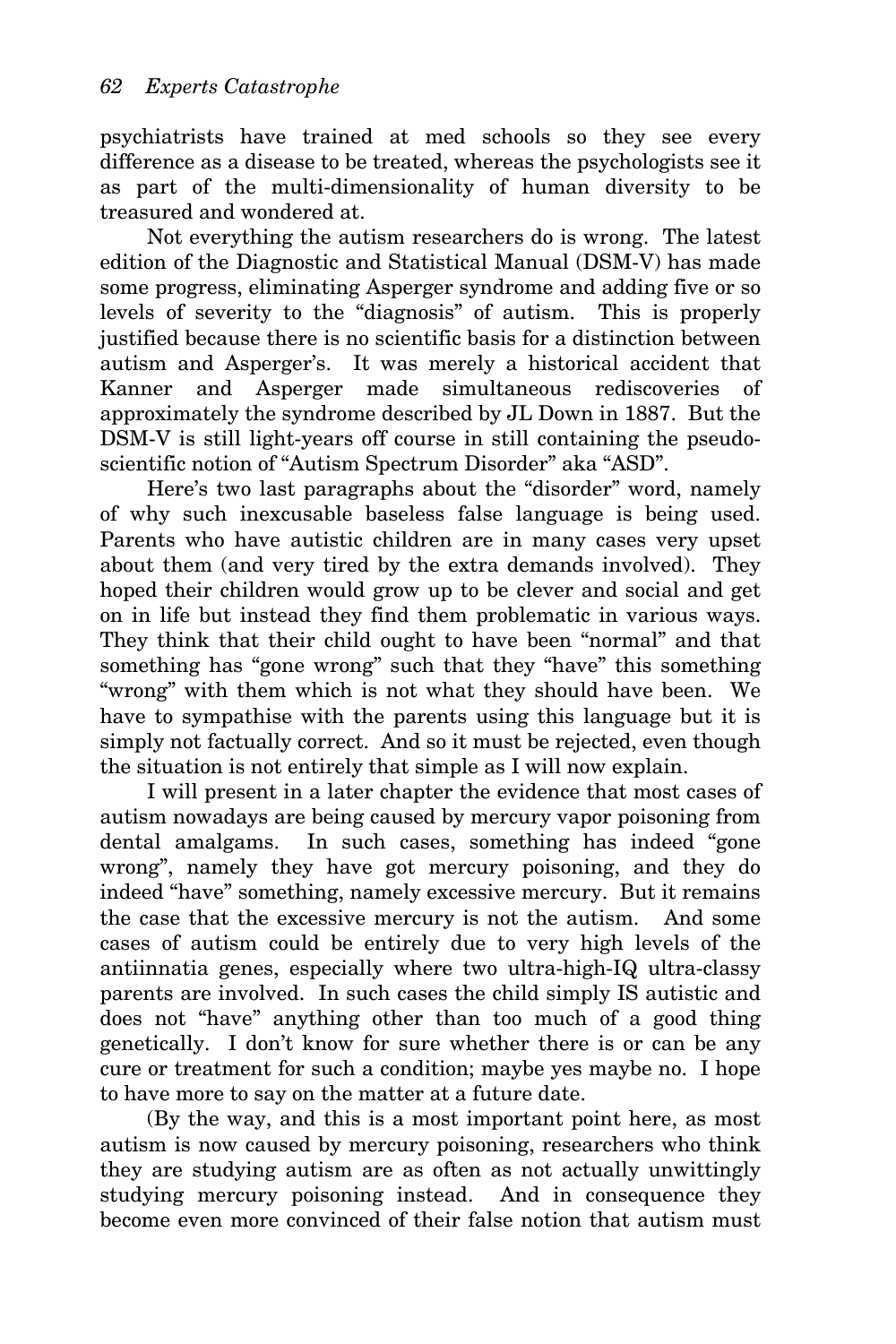psychiatrists have trained at med schools so they see every difference as a disease to be treated, whereas the psychologists see it as part of the multi-dimensionality of human diversity to be treasured and wondered at.

Not everything the autism researchers do is wrong. The latest edition of the Diagnostic and Statistical Manual (DSM-V) has made some progress, eliminating Asperger syndrome and adding five or so levels of severity to the "diagnosis" of autism. This is properly justified because there is no scientific basis for a distinction between autism and Asperger's. It was merely a historical accident that Kanner and Asperger made simultaneous rediscoveries of approximately the syndrome described by JL Down in 1887. But the DSM-V is still light-years off course in still containing the pseudo-scientific notion of "Autism Spectrum Disorder" aka "ASD".

Here's two last paragraphs about the "disorder" word, namely of why such inexcusable baseless false language is being used. Parents who have autistic children are in many cases very upset about them (and very tired by the extra demands involved). They hoped their children would grow up to be clever and social and get on in life but instead they find them problematic in various ways. They think that their child ought to have been "normal" and that something has "gone wrong" such that they "have" this something "wrong" with them which is not what they should have been. We have to sympathise with the parents using this language but it is simply not factually correct. And so it must be rejected, even though the situation is not entirely that simple as I will now explain.

I will present in a later chapter the evidence that most cases of autism nowadays are being caused by mercury vapor poisoning from dental amalgams. In such cases, something has indeed "gone wrong", namely they have got mercury poisoning, and they do indeed "have" something, namely excessive mercury. But it remains the case that the excessive mercury is not the autism. And some cases of autism could be entirely due to very high levels of the antiinnatia genes, especially where two ultra-high-IQ ultra-classy parents are involved. In such cases the child simply IS autistic and does not "have" anything other than too much of a good thing genetically. I don't know for sure whether there is or can be any cure or treatment for such a condition; maybe yes maybe no. I hope to have more to say on the matter at a future date.

(By the way, and this is a most important point here, as most autism is now caused by mercury poisoning, researchers who think they are studying autism are as often as not actually unwittingly studying mercury poisoning instead. And in consequence they become even more convinced of their false notion that autism must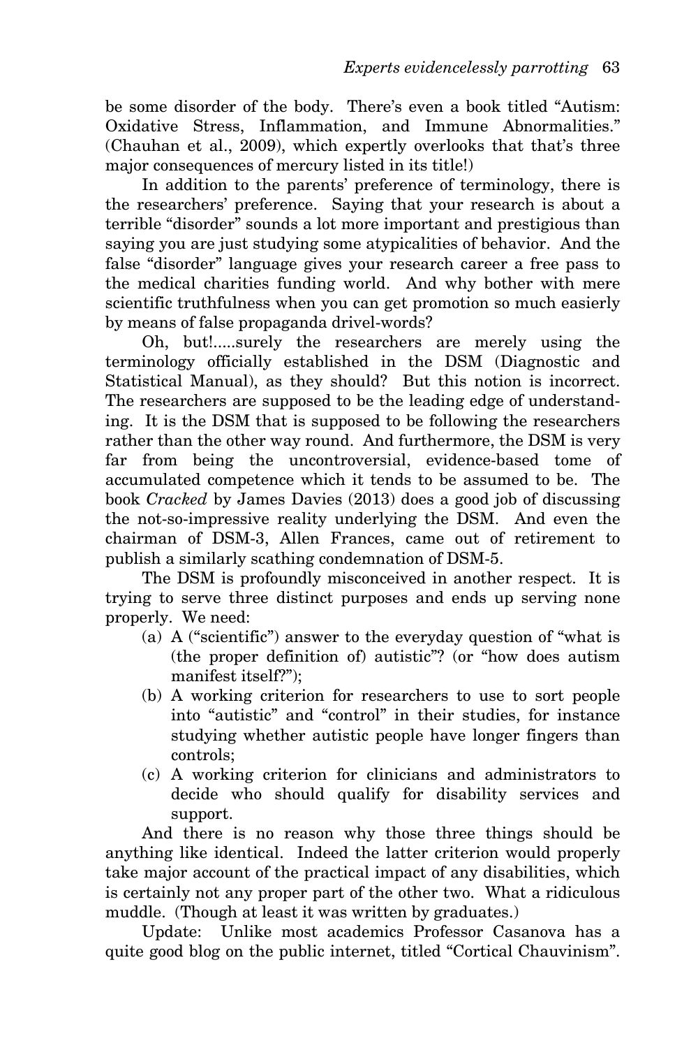be some disorder of the body. There's even a book titled "Autism: Oxidative Stress, Inflammation, and Immune Abnormalities." (Chauhan et al., 2009), which expertly overlooks that that's three major consequences of mercury listed in its title!)

In addition to the parents' preference of terminology, there is the researchers' preference. Saying that your research is about a terrible "disorder" sounds a lot more important and prestigious than saying you are just studying some atypicalities of behavior. And the false "disorder" language gives your research career a free pass to the medical charities funding world. And why bother with mere scientific truthfulness when you can get promotion so much easierly by means of false propaganda drivel-words?

Oh, but!.....surely the researchers are merely using the terminology officially established in the DSM (Diagnostic and Statistical Manual), as they should? But this notion is incorrect. The researchers are supposed to be the leading edge of understanding. It is the DSM that is supposed to be following the researchers rather than the other way round. And furthermore, the DSM is very far from being the uncontroversial, evidence-based tome of accumulated competence which it tends to be assumed to be. The book *Cracked* by James Davies (2013) does a good job of discussing the not-so-impressive reality underlying the DSM. And even the chairman of DSM-3, Allen Frances, came out of retirement to publish a similarly scathing condemnation of DSM-5.

The DSM is profoundly misconceived in another respect. It is trying to serve three distinct purposes and ends up serving none properly. We need:

(a) A ("scientific") answer to the everyday question of "what is (the proper definition of) autistic"? (or "how does autism manifest itself?");

(b) A working criterion for researchers to use to sort people into "autistic" and "control" in their studies, for instance studying whether autistic people have longer fingers than controls;

(c) A working criterion for clinicians and administrators to decide who should qualify for disability services and support.

And there is no reason why those three things should be anything like identical. Indeed the latter criterion would properly take major account of the practical impact of any disabilities, which is certainly not any proper part of the other two. What a ridiculous muddle. (Though at least it was written by graduates.)

Update: Unlike most academics Professor Casanova has a quite good blog on the public internet, titled "Cortical Chauvinism".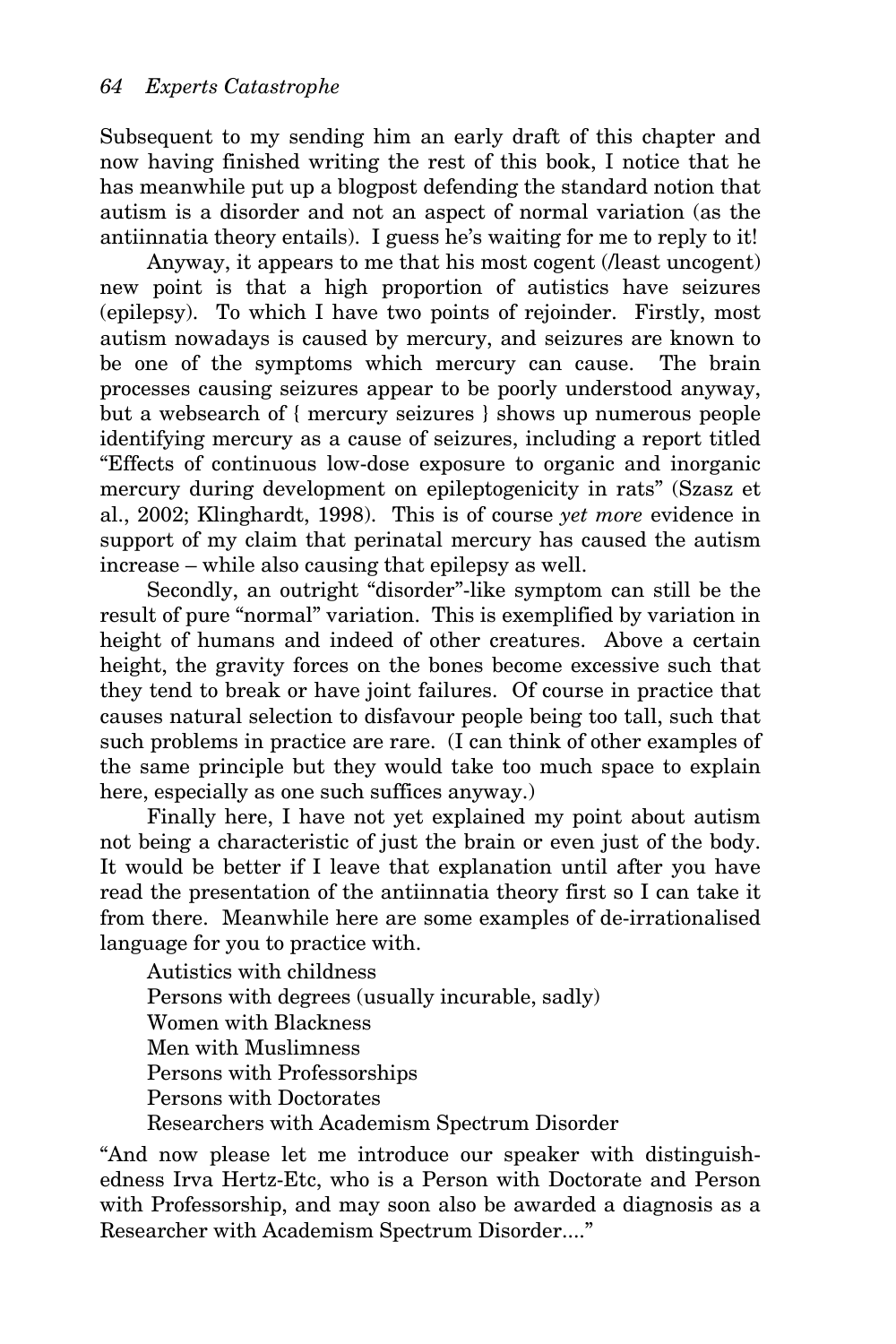Subsequent to my sending him an early draft of this chapter and now having finished writing the rest of this book, I notice that he has meanwhile put up a blogpost defending the standard notion that autism is a disorder and not an aspect of normal variation (as the antiinnatia theory entails). I guess he's waiting for me to reply to it!

Anyway, it appears to me that his most cogent (/least uncogent) new point is that a high proportion of autistics have seizures (epilepsy). To which I have two points of rejoinder. Firstly, most autism nowadays is caused by mercury, and seizures are known to be one of the symptoms which mercury can cause. The brain processes causing seizures appear to be poorly understood anyway, but a websearch of { mercury seizures } shows up numerous people identifying mercury as a cause of seizures, including a report titled "Effects of continuous low-dose exposure to organic and inorganic mercury during development on epileptogenicity in rats" (Szasz et al., 2002; Klinghardt, 1998). This is of course *yet more* evidence in support of my claim that perinatal mercury has caused the autism increase – while also causing that epilepsy as well.

Secondly, an outright "disorder"-like symptom can still be the result of pure "normal" variation. This is exemplified by variation in height of humans and indeed of other creatures. Above a certain height, the gravity forces on the bones become excessive such that they tend to break or have joint failures. Of course in practice that causes natural selection to disfavour people being too tall, such that such problems in practice are rare. (I can think of other examples of the same principle but they would take too much space to explain here, especially as one such suffices anyway.)

Finally here, I have not yet explained my point about autism not being a characteristic of just the brain or even just of the body. It would be better if I leave that explanation until after you have read the presentation of the antiinnatia theory first so I can take it from there. Meanwhile here are some examples of de-irrationalised language for you to practice with.

Autistics with childness
Persons with degrees (usually incurable, sadly)
Women with Blackness
Men with Muslimness
Persons with Professorships
Persons with Doctorates
Researchers with Academism Spectrum Disorder

"And now please let me introduce our speaker with distinguishedness Irva Hertz-Etc, who is a Person with Doctorate and Person with Professorship, and may soon also be awarded a diagnosis as a Researcher with Academism Spectrum Disorder...."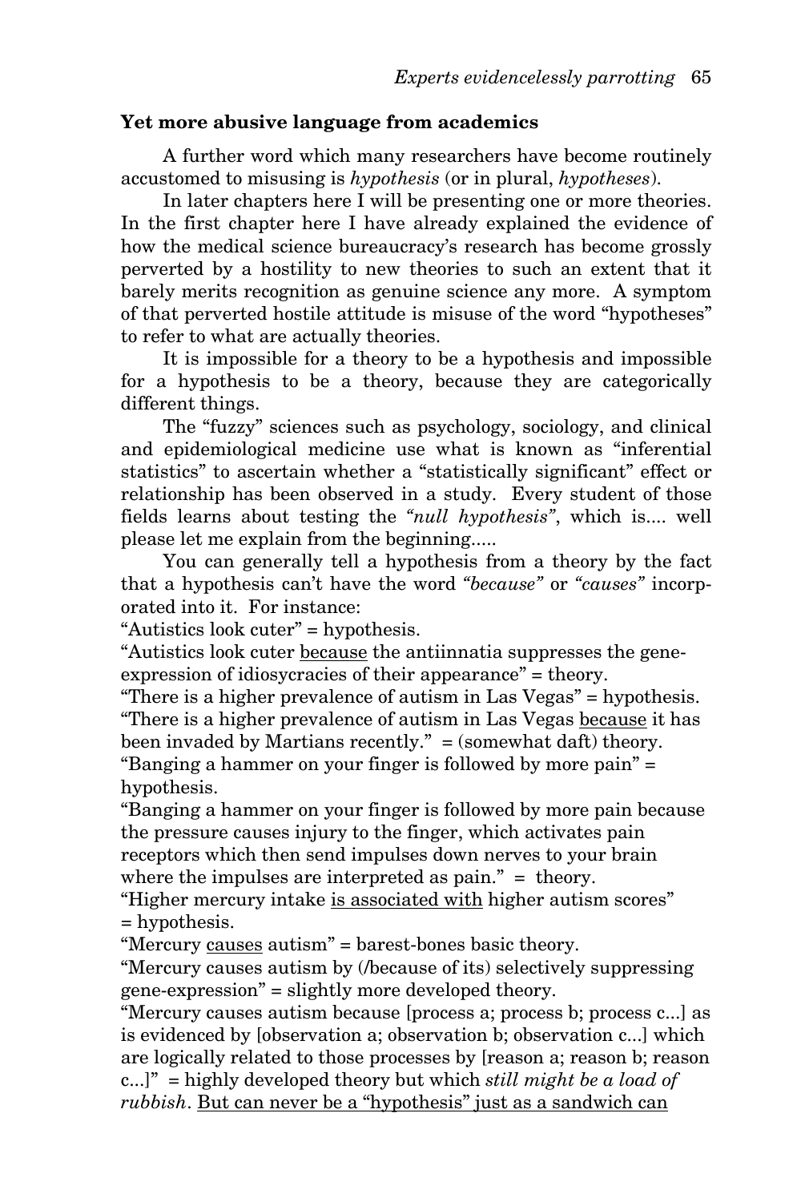### Yet more abusive language from academics

A further word which many researchers have become routinely accustomed to misusing is *hypothesis* (or in plural, *hypotheses*).

In later chapters here I will be presenting one or more theories. In the first chapter here I have already explained the evidence of how the medical science bureaucracy's research has become grossly perverted by a hostility to new theories to such an extent that it barely merits recognition as genuine science any more. A symptom of that perverted hostile attitude is misuse of the word "hypotheses" to refer to what are actually theories.

It is impossible for a theory to be a hypothesis and impossible for a hypothesis to be a theory, because they are categorically different things.

The "fuzzy" sciences such as psychology, sociology, and clinical and epidemiological medicine use what is known as "inferential statistics" to ascertain whether a "statistically significant" effect or relationship has been observed in a study. Every student of those fields learns about testing the *"null hypothesis"*, which is.... well please let me explain from the beginning.....

You can generally tell a hypothesis from a theory by the fact that a hypothesis can't have the word *"because"* or *"causes"* incorporated into it. For instance:

"Autistics look cuter" = hypothesis.

"Autistics look cuter <u>because</u> the antiinnatia suppresses the gene-expression of idiosycracies of their appearance" = theory.

"There is a higher prevalence of autism in Las Vegas" = hypothesis.

"There is a higher prevalence of autism in Las Vegas <u>because</u> it has been invaded by Martians recently." = (somewhat daft) theory.

"Banging a hammer on your finger is followed by more pain" = hypothesis.

"Banging a hammer on your finger is followed by more pain because the pressure causes injury to the finger, which activates pain receptors which then send impulses down nerves to your brain where the impulses are interpreted as pain." = theory.

"Higher mercury intake <u>is associated with</u> higher autism scores" = hypothesis.

"Mercury <u>causes</u> autism" = barest-bones basic theory.

"Mercury causes autism by (/because of its) selectively suppressing gene-expression" = slightly more developed theory.

"Mercury causes autism because [process a; process b; process c...] as is evidenced by [observation a; observation b; observation c...] which are logically related to those processes by [reason a; reason b; reason c...]" = highly developed theory but which *still might be a load of rubbish*. <u>But can never be a "hypothesis" just as a sandwich can</u>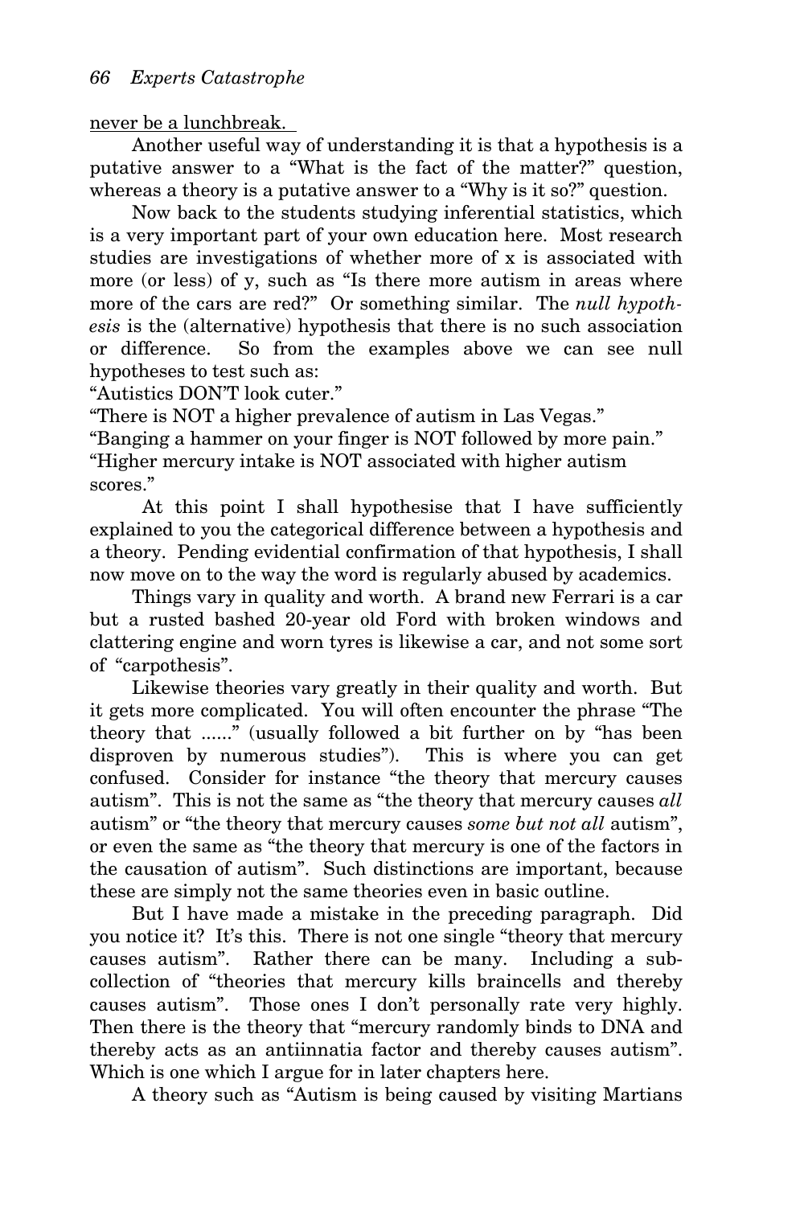never be a lunchbreak.

Another useful way of understanding it is that a hypothesis is a putative answer to a "What is the fact of the matter?" question, whereas a theory is a putative answer to a "Why is it so?" question.

Now back to the students studying inferential statistics, which is a very important part of your own education here. Most research studies are investigations of whether more of x is associated with more (or less) of y, such as "Is there more autism in areas where more of the cars are red?" Or something similar. The *null hypothesis* is the (alternative) hypothesis that there is no such association or difference. So from the examples above we can see null hypotheses to test such as:

"Autistics DON'T look cuter."
"There is NOT a higher prevalence of autism in Las Vegas."
"Banging a hammer on your finger is NOT followed by more pain."
"Higher mercury intake is NOT associated with higher autism scores."

At this point I shall hypothesise that I have sufficiently explained to you the categorical difference between a hypothesis and a theory. Pending evidential confirmation of that hypothesis, I shall now move on to the way the word is regularly abused by academics.

Things vary in quality and worth. A brand new Ferrari is a car but a rusted bashed 20-year old Ford with broken windows and clattering engine and worn tyres is likewise a car, and not some sort of "carpothesis".

Likewise theories vary greatly in their quality and worth. But it gets more complicated. You will often encounter the phrase "The theory that ......" (usually followed a bit further on by "has been disproven by numerous studies"). This is where you can get confused. Consider for instance "the theory that mercury causes autism". This is not the same as "the theory that mercury causes *all* autism" or "the theory that mercury causes *some but not all* autism", or even the same as "the theory that mercury is one of the factors in the causation of autism". Such distinctions are important, because these are simply not the same theories even in basic outline.

But I have made a mistake in the preceding paragraph. Did you notice it? It's this. There is not one single "theory that mercury causes autism". Rather there can be many. Including a sub-collection of "theories that mercury kills braincells and thereby causes autism". Those ones I don't personally rate very highly. Then there is the theory that "mercury randomly binds to DNA and thereby acts as an antiinnatia factor and thereby causes autism". Which is one which I argue for in later chapters here.

A theory such as "Autism is being caused by visiting Martians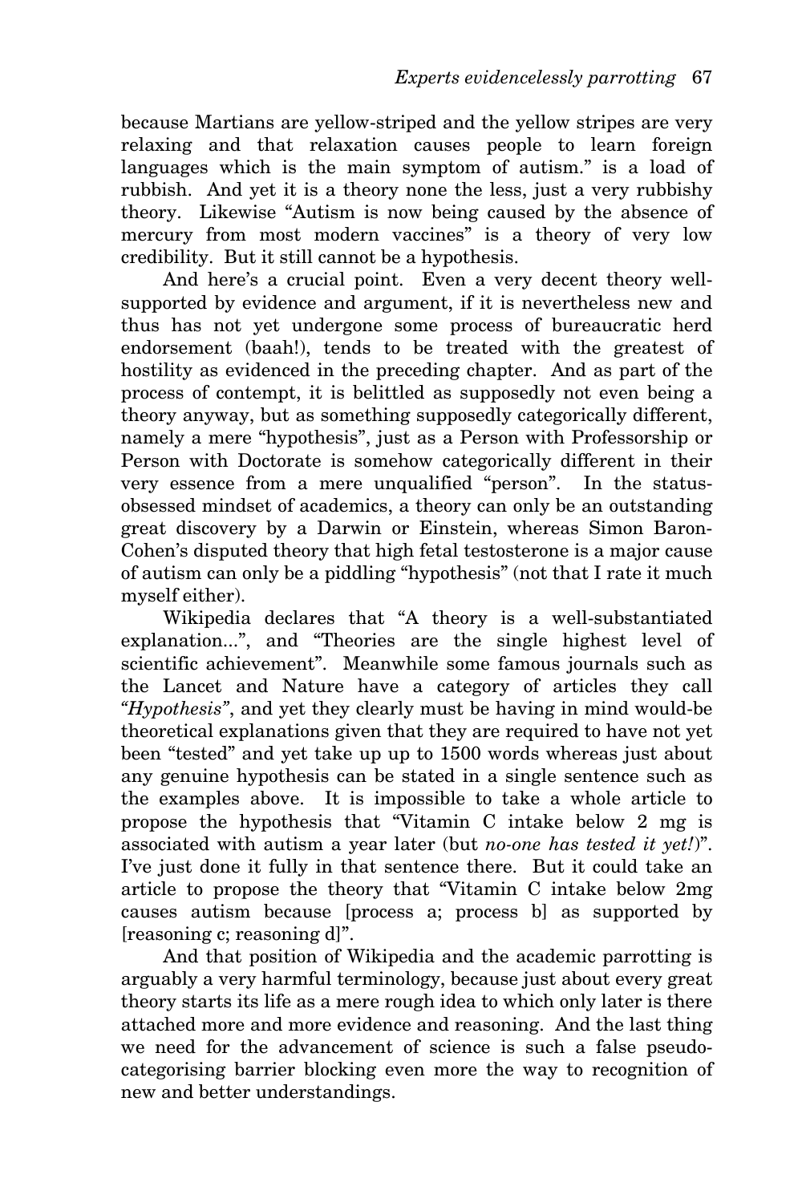because Martians are yellow-striped and the yellow stripes are very relaxing and that relaxation causes people to learn foreign languages which is the main symptom of autism." is a load of rubbish. And yet it is a theory none the less, just a very rubbishy theory. Likewise "Autism is now being caused by the absence of mercury from most modern vaccines" is a theory of very low credibility. But it still cannot be a hypothesis.

And here's a crucial point. Even a very decent theory well-supported by evidence and argument, if it is nevertheless new and thus has not yet undergone some process of bureaucratic herd endorsement (baah!), tends to be treated with the greatest of hostility as evidenced in the preceding chapter. And as part of the process of contempt, it is belittled as supposedly not even being a theory anyway, but as something supposedly categorically different, namely a mere "hypothesis", just as a Person with Professorship or Person with Doctorate is somehow categorically different in their very essence from a mere unqualified "person". In the status-obsessed mindset of academics, a theory can only be an outstanding great discovery by a Darwin or Einstein, whereas Simon Baron-Cohen's disputed theory that high fetal testosterone is a major cause of autism can only be a piddling "hypothesis" (not that I rate it much myself either).

Wikipedia declares that "A theory is a well-substantiated explanation...", and "Theories are the single highest level of scientific achievement". Meanwhile some famous journals such as the Lancet and Nature have a category of articles they call *"Hypothesis"*, and yet they clearly must be having in mind would-be theoretical explanations given that they are required to have not yet been "tested" and yet take up up to 1500 words whereas just about any genuine hypothesis can be stated in a single sentence such as the examples above. It is impossible to take a whole article to propose the hypothesis that "Vitamin C intake below 2 mg is associated with autism a year later (but *no-one has tested it yet!*)". I've just done it fully in that sentence there. But it could take an article to propose the theory that "Vitamin C intake below 2mg causes autism because [process a; process b] as supported by [reasoning c; reasoning d]".

And that position of Wikipedia and the academic parrotting is arguably a very harmful terminology, because just about every great theory starts its life as a mere rough idea to which only later is there attached more and more evidence and reasoning. And the last thing we need for the advancement of science is such a false pseudo-categorising barrier blocking even more the way to recognition of new and better understandings.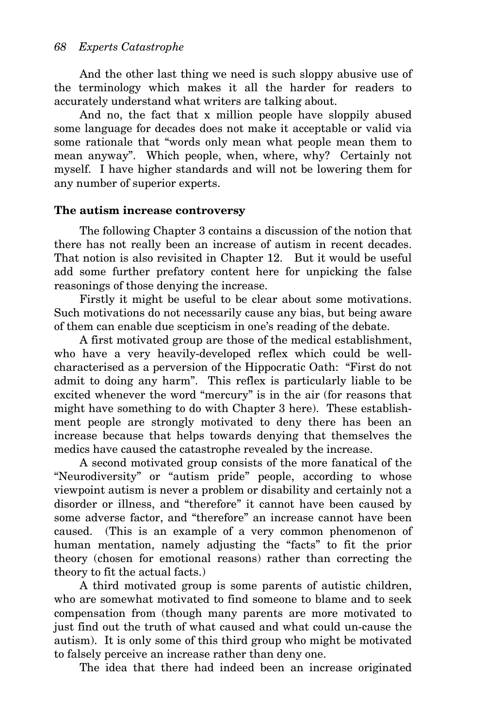And the other last thing we need is such sloppy abusive use of the terminology which makes it all the harder for readers to accurately understand what writers are talking about.

And no, the fact that x million people have sloppily abused some language for decades does not make it acceptable or valid via some rationale that "words only mean what people mean them to mean anyway". Which people, when, where, why? Certainly not myself. I have higher standards and will not be lowering them for any number of superior experts.

**The autism increase controversy**

The following Chapter 3 contains a discussion of the notion that there has not really been an increase of autism in recent decades. That notion is also revisited in Chapter 12. But it would be useful add some further prefatory content here for unpicking the false reasonings of those denying the increase.

Firstly it might be useful to be clear about some motivations. Such motivations do not necessarily cause any bias, but being aware of them can enable due scepticism in one's reading of the debate.

A first motivated group are those of the medical establishment, who have a very heavily-developed reflex which could be well-characterised as a perversion of the Hippocratic Oath: "First do not admit to doing any harm". This reflex is particularly liable to be excited whenever the word "mercury" is in the air (for reasons that might have something to do with Chapter 3 here). These establishment people are strongly motivated to deny there has been an increase because that helps towards denying that themselves the medics have caused the catastrophe revealed by the increase.

A second motivated group consists of the more fanatical of the "Neurodiversity" or "autism pride" people, according to whose viewpoint autism is never a problem or disability and certainly not a disorder or illness, and "therefore" it cannot have been caused by some adverse factor, and "therefore" an increase cannot have been caused. (This is an example of a very common phenomenon of human mentation, namely adjusting the "facts" to fit the prior theory (chosen for emotional reasons) rather than correcting the theory to fit the actual facts.)

A third motivated group is some parents of autistic children, who are somewhat motivated to find someone to blame and to seek compensation from (though many parents are more motivated to just find out the truth of what caused and what could un-cause the autism). It is only some of this third group who might be motivated to falsely perceive an increase rather than deny one.

The idea that there had indeed been an increase originated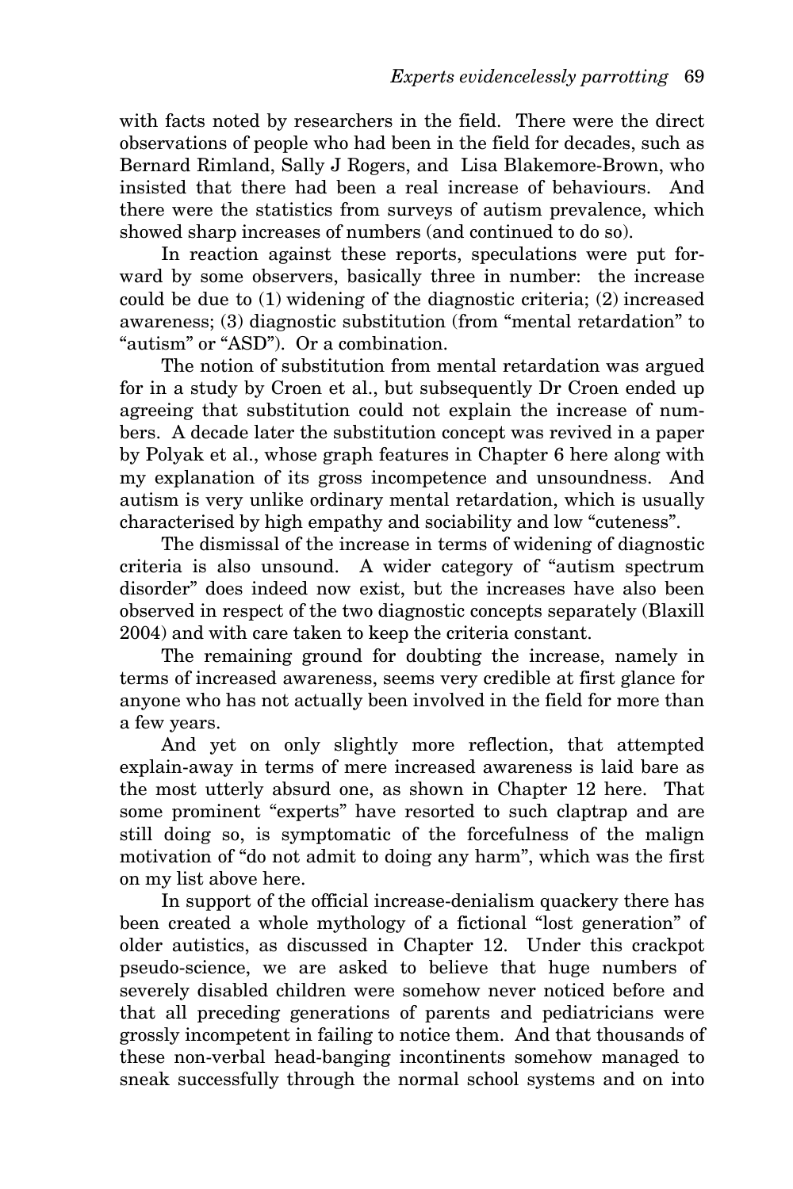with facts noted by researchers in the field. There were the direct observations of people who had been in the field for decades, such as Bernard Rimland, Sally J Rogers, and Lisa Blakemore-Brown, who insisted that there had been a real increase of behaviours. And there were the statistics from surveys of autism prevalence, which showed sharp increases of numbers (and continued to do so).

In reaction against these reports, speculations were put forward by some observers, basically three in number: the increase could be due to (1) widening of the diagnostic criteria; (2) increased awareness; (3) diagnostic substitution (from "mental retardation" to "autism" or "ASD"). Or a combination.

The notion of substitution from mental retardation was argued for in a study by Croen et al., but subsequently Dr Croen ended up agreeing that substitution could not explain the increase of numbers. A decade later the substitution concept was revived in a paper by Polyak et al., whose graph features in Chapter 6 here along with my explanation of its gross incompetence and unsoundness. And autism is very unlike ordinary mental retardation, which is usually characterised by high empathy and sociability and low "cuteness".

The dismissal of the increase in terms of widening of diagnostic criteria is also unsound. A wider category of "autism spectrum disorder" does indeed now exist, but the increases have also been observed in respect of the two diagnostic concepts separately (Blaxill 2004) and with care taken to keep the criteria constant.

The remaining ground for doubting the increase, namely in terms of increased awareness, seems very credible at first glance for anyone who has not actually been involved in the field for more than a few years.

And yet on only slightly more reflection, that attempted explain-away in terms of mere increased awareness is laid bare as the most utterly absurd one, as shown in Chapter 12 here. That some prominent "experts" have resorted to such claptrap and are still doing so, is symptomatic of the forcefulness of the malign motivation of "do not admit to doing any harm", which was the first on my list above here.

In support of the official increase-denialism quackery there has been created a whole mythology of a fictional "lost generation" of older autistics, as discussed in Chapter 12. Under this crackpot pseudo-science, we are asked to believe that huge numbers of severely disabled children were somehow never noticed before and that all preceding generations of parents and pediatricians were grossly incompetent in failing to notice them. And that thousands of these non-verbal head-banging incontinents somehow managed to sneak successfully through the normal school systems and on into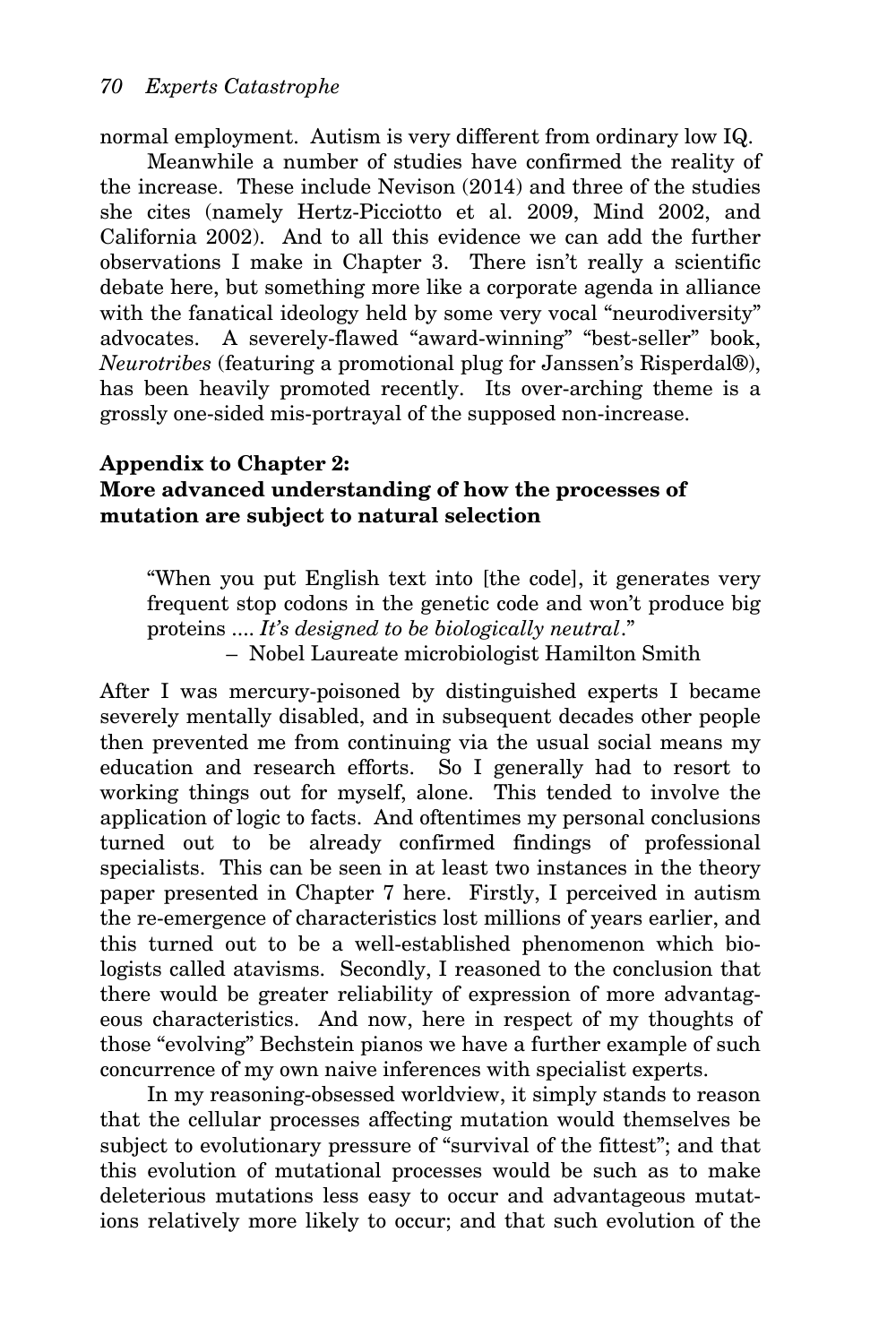normal employment. Autism is very different from ordinary low IQ.

Meanwhile a number of studies have confirmed the reality of the increase. These include Nevison (2014) and three of the studies she cites (namely Hertz-Picciotto et al. 2009, Mind 2002, and California 2002). And to all this evidence we can add the further observations I make in Chapter 3. There isn't really a scientific debate here, but something more like a corporate agenda in alliance with the fanatical ideology held by some very vocal "neurodiversity" advocates. A severely-flawed "award-winning" "best-seller" book, *Neurotribes* (featuring a promotional plug for Janssen's Risperdal®), has been heavily promoted recently. Its over-arching theme is a grossly one-sided mis-portrayal of the supposed non-increase.

## Appendix to Chapter 2: More advanced understanding of how the processes of mutation are subject to natural selection

> "When you put English text into [the code], it generates very frequent stop codons in the genetic code and won't produce big proteins .... *It's designed to be biologically neutral*."
>
> – Nobel Laureate microbiologist Hamilton Smith

After I was mercury-poisoned by distinguished experts I became severely mentally disabled, and in subsequent decades other people then prevented me from continuing via the usual social means my education and research efforts. So I generally had to resort to working things out for myself, alone. This tended to involve the application of logic to facts. And oftentimes my personal conclusions turned out to be already confirmed findings of professional specialists. This can be seen in at least two instances in the theory paper presented in Chapter 7 here. Firstly, I perceived in autism the re-emergence of characteristics lost millions of years earlier, and this turned out to be a well-established phenomenon which biologists called atavisms. Secondly, I reasoned to the conclusion that there would be greater reliability of expression of more advantageous characteristics. And now, here in respect of my thoughts of those "evolving" Bechstein pianos we have a further example of such concurrence of my own naive inferences with specialist experts.

In my reasoning-obsessed worldview, it simply stands to reason that the cellular processes affecting mutation would themselves be subject to evolutionary pressure of "survival of the fittest"; and that this evolution of mutational processes would be such as to make deleterious mutations less easy to occur and advantageous mutations relatively more likely to occur; and that such evolution of the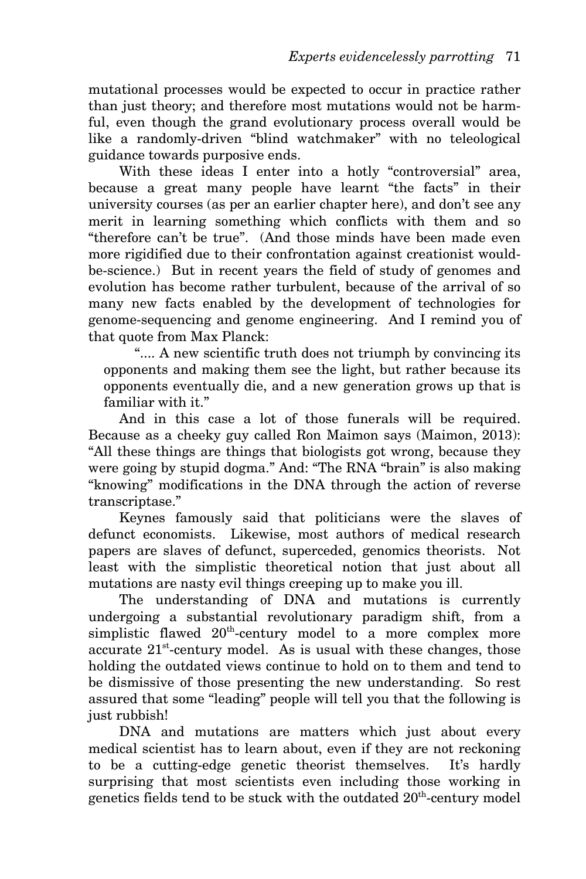mutational processes would be expected to occur in practice rather than just theory; and therefore most mutations would not be harmful, even though the grand evolutionary process overall would be like a randomly-driven "blind watchmaker" with no teleological guidance towards purposive ends.

With these ideas I enter into a hotly "controversial" area, because a great many people have learnt "the facts" in their university courses (as per an earlier chapter here), and don't see any merit in learning something which conflicts with them and so "therefore can't be true". (And those minds have been made even more rigidified due to their confrontation against creationist would-be-science.) But in recent years the field of study of genomes and evolution has become rather turbulent, because of the arrival of so many new facts enabled by the development of technologies for genome-sequencing and genome engineering. And I remind you of that quote from Max Planck:

> ".... A new scientific truth does not triumph by convincing its opponents and making them see the light, but rather because its opponents eventually die, and a new generation grows up that is familiar with it."

And in this case a lot of those funerals will be required. Because as a cheeky guy called Ron Maimon says (Maimon, 2013): "All these things are things that biologists got wrong, because they were going by stupid dogma." And: "The RNA "brain" is also making "knowing" modifications in the DNA through the action of reverse transcriptase."

Keynes famously said that politicians were the slaves of defunct economists. Likewise, most authors of medical research papers are slaves of defunct, superceded, genomics theorists. Not least with the simplistic theoretical notion that just about all mutations are nasty evil things creeping up to make you ill.

The understanding of DNA and mutations is currently undergoing a substantial revolutionary paradigm shift, from a simplistic flawed 20th-century model to a more complex more accurate 21st-century model. As is usual with these changes, those holding the outdated views continue to hold on to them and tend to be dismissive of those presenting the new understanding. So rest assured that some "leading" people will tell you that the following is just rubbish!

DNA and mutations are matters which just about every medical scientist has to learn about, even if they are not reckoning to be a cutting-edge genetic theorist themselves. It's hardly surprising that most scientists even including those working in genetics fields tend to be stuck with the outdated 20th-century model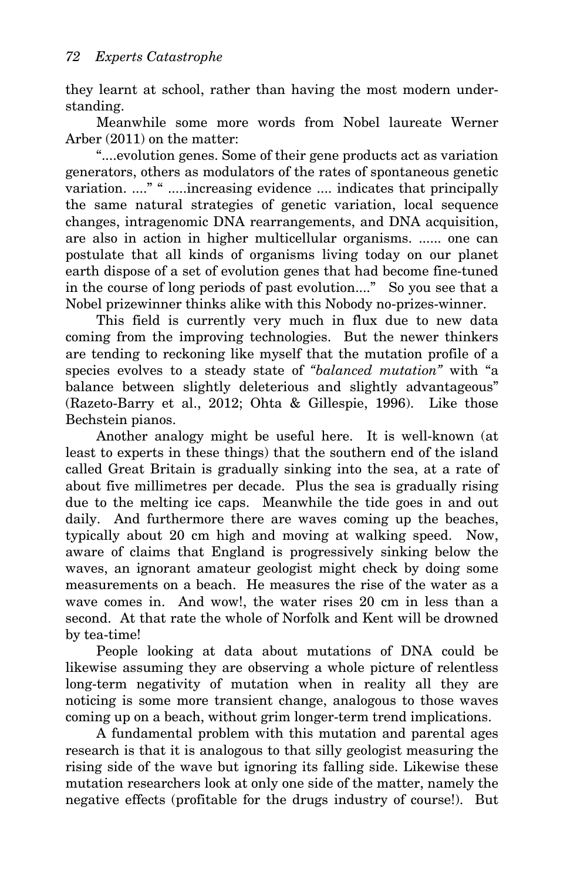they learnt at school, rather than having the most modern understanding.

Meanwhile some more words from Nobel laureate Werner Arber (2011) on the matter:

"....evolution genes. Some of their gene products act as variation generators, others as modulators of the rates of spontaneous genetic variation. ...." " .....increasing evidence .... indicates that principally the same natural strategies of genetic variation, local sequence changes, intragenomic DNA rearrangements, and DNA acquisition, are also in action in higher multicellular organisms. ...... one can postulate that all kinds of organisms living today on our planet earth dispose of a set of evolution genes that had become fine-tuned in the course of long periods of past evolution...." So you see that a Nobel prizewinner thinks alike with this Nobody no-prizes-winner.

This field is currently very much in flux due to new data coming from the improving technologies. But the newer thinkers are tending to reckoning like myself that the mutation profile of a species evolves to a steady state of *"balanced mutation"* with "a balance between slightly deleterious and slightly advantageous" (Razeto-Barry et al., 2012; Ohta & Gillespie, 1996). Like those Bechstein pianos.

Another analogy might be useful here. It is well-known (at least to experts in these things) that the southern end of the island called Great Britain is gradually sinking into the sea, at a rate of about five millimetres per decade. Plus the sea is gradually rising due to the melting ice caps. Meanwhile the tide goes in and out daily. And furthermore there are waves coming up the beaches, typically about 20 cm high and moving at walking speed. Now, aware of claims that England is progressively sinking below the waves, an ignorant amateur geologist might check by doing some measurements on a beach. He measures the rise of the water as a wave comes in. And wow!, the water rises 20 cm in less than a second. At that rate the whole of Norfolk and Kent will be drowned by tea-time!

People looking at data about mutations of DNA could be likewise assuming they are observing a whole picture of relentless long-term negativity of mutation when in reality all they are noticing is some more transient change, analogous to those waves coming up on a beach, without grim longer-term trend implications.

A fundamental problem with this mutation and parental ages research is that it is analogous to that silly geologist measuring the rising side of the wave but ignoring its falling side. Likewise these mutation researchers look at only one side of the matter, namely the negative effects (profitable for the drugs industry of course!). But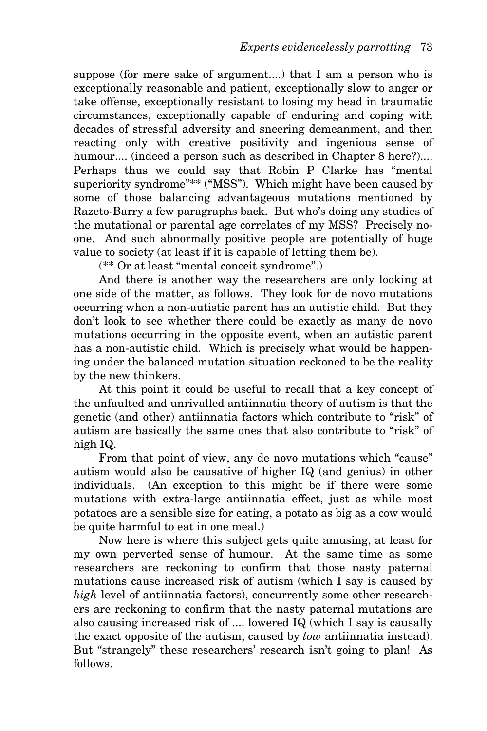suppose (for mere sake of argument....) that I am a person who is exceptionally reasonable and patient, exceptionally slow to anger or take offense, exceptionally resistant to losing my head in traumatic circumstances, exceptionally capable of enduring and coping with decades of stressful adversity and sneering demeanment, and then reacting only with creative positivity and ingenious sense of humour.... (indeed a person such as described in Chapter 8 here?).... Perhaps thus we could say that Robin P Clarke has "mental superiority syndrome"** ("MSS"). Which might have been caused by some of those balancing advantageous mutations mentioned by Razeto-Barry a few paragraphs back. But who's doing any studies of the mutational or parental age correlates of my MSS? Precisely no-one. And such abnormally positive people are potentially of huge value to society (at least if it is capable of letting them be).

(** Or at least "mental conceit syndrome".)

And there is another way the researchers are only looking at one side of the matter, as follows. They look for de novo mutations occurring when a non-autistic parent has an autistic child. But they don't look to see whether there could be exactly as many de novo mutations occurring in the opposite event, when an autistic parent has a non-autistic child. Which is precisely what would be happening under the balanced mutation situation reckoned to be the reality by the new thinkers.

At this point it could be useful to recall that a key concept of the unfaulted and unrivalled antiinnatia theory of autism is that the genetic (and other) antiinnatia factors which contribute to "risk" of autism are basically the same ones that also contribute to "risk" of high IQ.

From that point of view, any de novo mutations which "cause" autism would also be causative of higher IQ (and genius) in other individuals. (An exception to this might be if there were some mutations with extra-large antiinnatia effect, just as while most potatoes are a sensible size for eating, a potato as big as a cow would be quite harmful to eat in one meal.)

Now here is where this subject gets quite amusing, at least for my own perverted sense of humour. At the same time as some researchers are reckoning to confirm that those nasty paternal mutations cause increased risk of autism (which I say is caused by *high* level of antiinnatia factors), concurrently some other researchers are reckoning to confirm that the nasty paternal mutations are also causing increased risk of .... lowered IQ (which I say is causally the exact opposite of the autism, caused by *low* antiinnatia instead). But "strangely" these researchers' research isn't going to plan! As follows.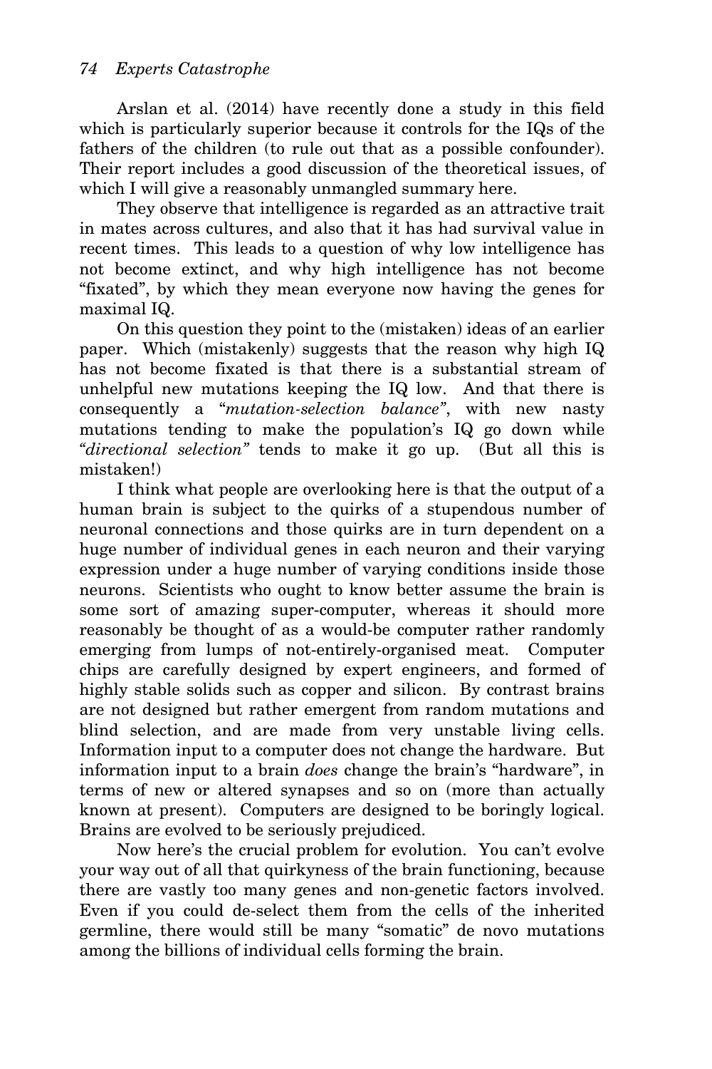Arslan et al. (2014) have recently done a study in this field which is particularly superior because it controls for the IQs of the fathers of the children (to rule out that as a possible confounder). Their report includes a good discussion of the theoretical issues, of which I will give a reasonably unmangled summary here.

They observe that intelligence is regarded as an attractive trait in mates across cultures, and also that it has had survival value in recent times. This leads to a question of why low intelligence has not become extinct, and why high intelligence has not become "fixated", by which they mean everyone now having the genes for maximal IQ.

On this question they point to the (mistaken) ideas of an earlier paper. Which (mistakenly) suggests that the reason why high IQ has not become fixated is that there is a substantial stream of unhelpful new mutations keeping the IQ low. And that there is consequently a "*mutation-selection balance*", with new nasty mutations tending to make the population's IQ go down while *"directional selection"* tends to make it go up. (But all this is mistaken!)

I think what people are overlooking here is that the output of a human brain is subject to the quirks of a stupendous number of neuronal connections and those quirks are in turn dependent on a huge number of individual genes in each neuron and their varying expression under a huge number of varying conditions inside those neurons. Scientists who ought to know better assume the brain is some sort of amazing super-computer, whereas it should more reasonably be thought of as a would-be computer rather randomly emerging from lumps of not-entirely-organised meat. Computer chips are carefully designed by expert engineers, and formed of highly stable solids such as copper and silicon. By contrast brains are not designed but rather emergent from random mutations and blind selection, and are made from very unstable living cells. Information input to a computer does not change the hardware. But information input to a brain *does* change the brain's "hardware", in terms of new or altered synapses and so on (more than actually known at present). Computers are designed to be boringly logical. Brains are evolved to be seriously prejudiced.

Now here's the crucial problem for evolution. You can't evolve your way out of all that quirkyness of the brain functioning, because there are vastly too many genes and non-genetic factors involved. Even if you could de-select them from the cells of the inherited germline, there would still be many "somatic" de novo mutations among the billions of individual cells forming the brain.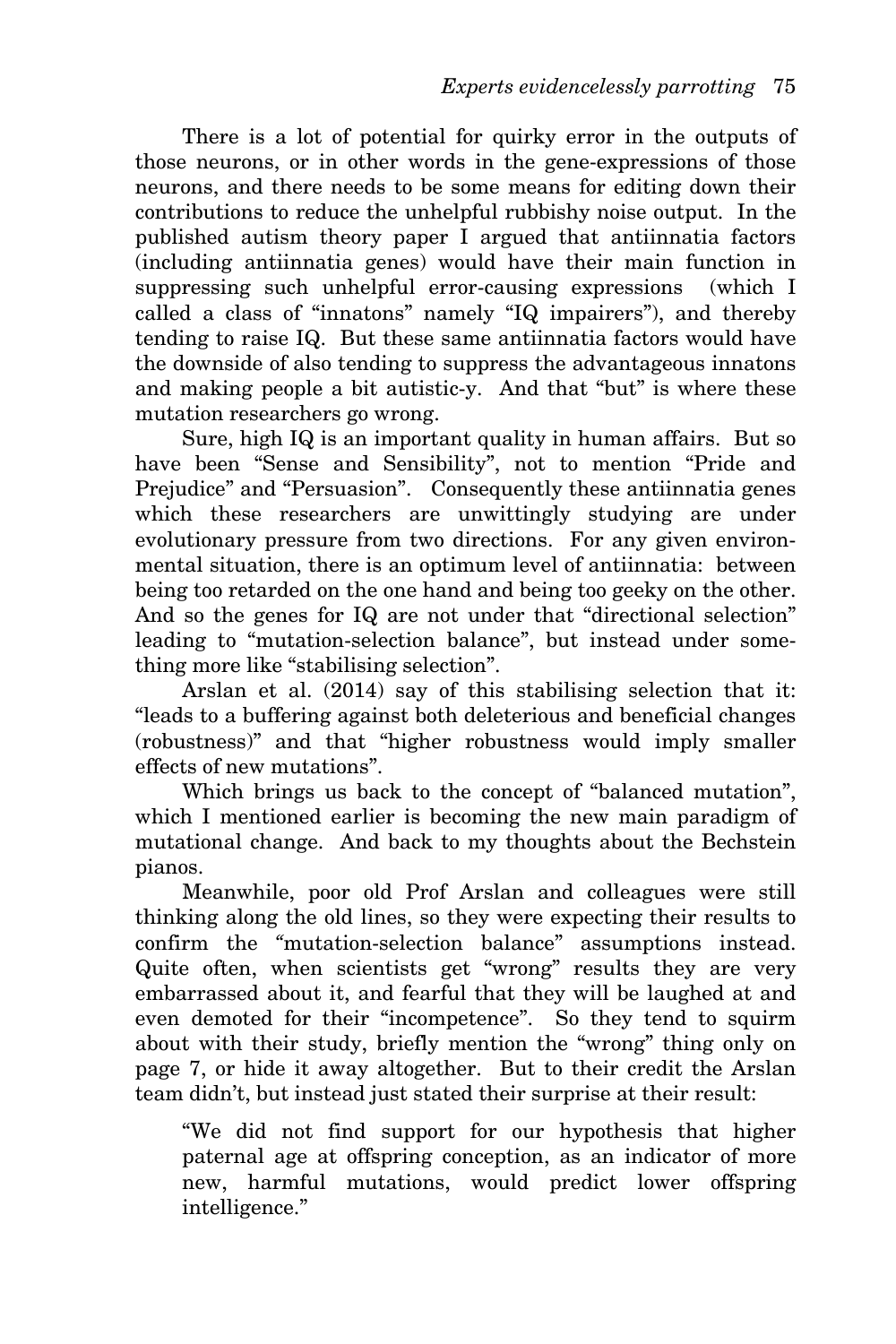There is a lot of potential for quirky error in the outputs of those neurons, or in other words in the gene-expressions of those neurons, and there needs to be some means for editing down their contributions to reduce the unhelpful rubbishy noise output. In the published autism theory paper I argued that antiinnatia factors (including antiinnatia genes) would have their main function in suppressing such unhelpful error-causing expressions (which I called a class of "innatons" namely "IQ impairers"), and thereby tending to raise IQ. But these same antiinnatia factors would have the downside of also tending to suppress the advantageous innatons and making people a bit autistic-y. And that "but" is where these mutation researchers go wrong.

Sure, high IQ is an important quality in human affairs. But so have been "Sense and Sensibility", not to mention "Pride and Prejudice" and "Persuasion". Consequently these antiinnatia genes which these researchers are unwittingly studying are under evolutionary pressure from two directions. For any given environmental situation, there is an optimum level of antiinnatia: between being too retarded on the one hand and being too geeky on the other. And so the genes for IQ are not under that "directional selection" leading to "mutation-selection balance", but instead under something more like "stabilising selection".

Arslan et al. (2014) say of this stabilising selection that it: "leads to a buffering against both deleterious and beneficial changes (robustness)" and that "higher robustness would imply smaller effects of new mutations".

Which brings us back to the concept of "balanced mutation", which I mentioned earlier is becoming the new main paradigm of mutational change. And back to my thoughts about the Bechstein pianos.

Meanwhile, poor old Prof Arslan and colleagues were still thinking along the old lines, so they were expecting their results to confirm the "mutation-selection balance" assumptions instead. Quite often, when scientists get "wrong" results they are very embarrassed about it, and fearful that they will be laughed at and even demoted for their "incompetence". So they tend to squirm about with their study, briefly mention the "wrong" thing only on page 7, or hide it away altogether. But to their credit the Arslan team didn't, but instead just stated their surprise at their result:

> "We did not find support for our hypothesis that higher paternal age at offspring conception, as an indicator of more new, harmful mutations, would predict lower offspring intelligence."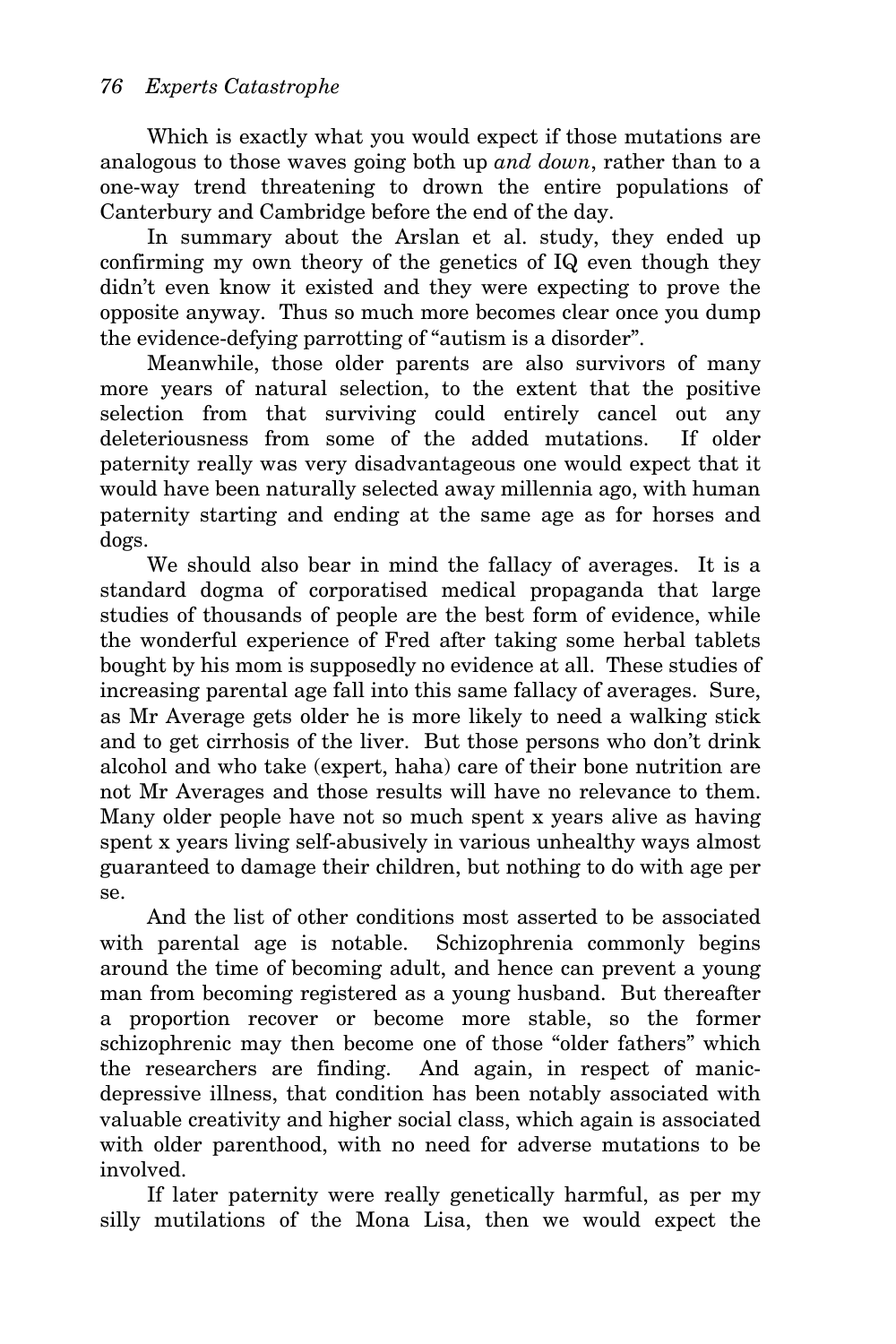Which is exactly what you would expect if those mutations are analogous to those waves going both up *and down*, rather than to a one-way trend threatening to drown the entire populations of Canterbury and Cambridge before the end of the day.

In summary about the Arslan et al. study, they ended up confirming my own theory of the genetics of IQ even though they didn't even know it existed and they were expecting to prove the opposite anyway. Thus so much more becomes clear once you dump the evidence-defying parrotting of "autism is a disorder".

Meanwhile, those older parents are also survivors of many more years of natural selection, to the extent that the positive selection from that surviving could entirely cancel out any deleteriousness from some of the added mutations. If older paternity really was very disadvantageous one would expect that it would have been naturally selected away millennia ago, with human paternity starting and ending at the same age as for horses and dogs.

We should also bear in mind the fallacy of averages. It is a standard dogma of corporatised medical propaganda that large studies of thousands of people are the best form of evidence, while the wonderful experience of Fred after taking some herbal tablets bought by his mom is supposedly no evidence at all. These studies of increasing parental age fall into this same fallacy of averages. Sure, as Mr Average gets older he is more likely to need a walking stick and to get cirrhosis of the liver. But those persons who don't drink alcohol and who take (expert, haha) care of their bone nutrition are not Mr Averages and those results will have no relevance to them. Many older people have not so much spent x years alive as having spent x years living self-abusively in various unhealthy ways almost guaranteed to damage their children, but nothing to do with age per se.

And the list of other conditions most asserted to be associated with parental age is notable. Schizophrenia commonly begins around the time of becoming adult, and hence can prevent a young man from becoming registered as a young husband. But thereafter a proportion recover or become more stable, so the former schizophrenic may then become one of those "older fathers" which the researchers are finding. And again, in respect of manic-depressive illness, that condition has been notably associated with valuable creativity and higher social class, which again is associated with older parenthood, with no need for adverse mutations to be involved.

If later paternity were really genetically harmful, as per my silly mutilations of the Mona Lisa, then we would expect the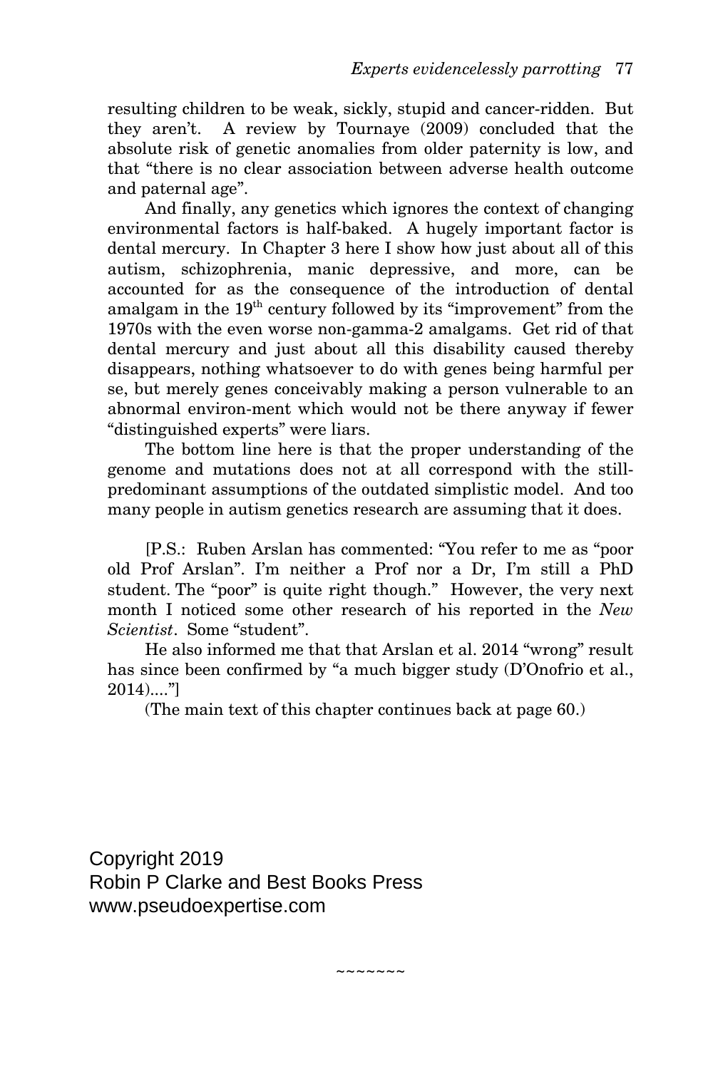resulting children to be weak, sickly, stupid and cancer-ridden. But they aren't. A review by Tournaye (2009) concluded that the absolute risk of genetic anomalies from older paternity is low, and that "there is no clear association between adverse health outcome and paternal age".

And finally, any genetics which ignores the context of changing environmental factors is half-baked. A hugely important factor is dental mercury. In Chapter 3 here I show how just about all of this autism, schizophrenia, manic depressive, and more, can be accounted for as the consequence of the introduction of dental amalgam in the 19th century followed by its "improvement" from the 1970s with the even worse non-gamma-2 amalgams. Get rid of that dental mercury and just about all this disability caused thereby disappears, nothing whatsoever to do with genes being harmful per se, but merely genes conceivably making a person vulnerable to an abnormal environ-ment which would not be there anyway if fewer "distinguished experts" were liars.

The bottom line here is that the proper understanding of the genome and mutations does not at all correspond with the still-predominant assumptions of the outdated simplistic model. And too many people in autism genetics research are assuming that it does.

[P.S.: Ruben Arslan has commented: "You refer to me as "poor old Prof Arslan". I'm neither a Prof nor a Dr, I'm still a PhD student. The "poor" is quite right though." However, the very next month I noticed some other research of his reported in the *New Scientist*. Some "student".

He also informed me that that Arslan et al. 2014 "wrong" result has since been confirmed by "a much bigger study (D'Onofrio et al., 2014)...."]

(The main text of this chapter continues back at page 60.)

Copyright 2019
Robin P Clarke and Best Books Press
www.pseudoexpertise.com

~~~~~~~